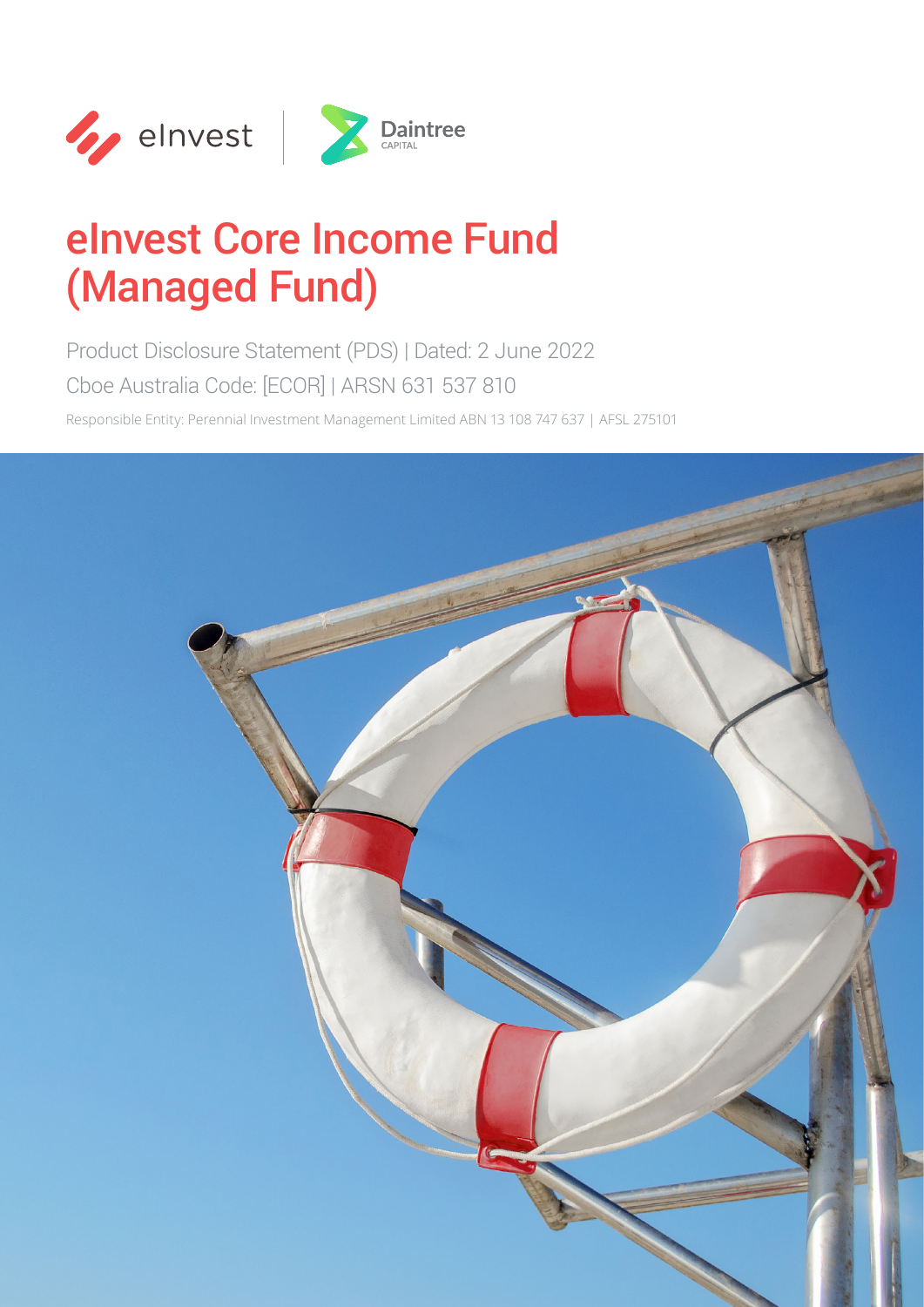eInvest | Daintree CAPITAL

# eInvest Core Income Fund (Managed Fund)

Product Disclosure Statement (PDS) | Dated: 2 June 2022

Cboe Australia Code: [ECOR] | ARSN 631 537 810

Responsible Entity: Perennial Investment Management Limited ABN 13 108 747 637 | AFSL 275101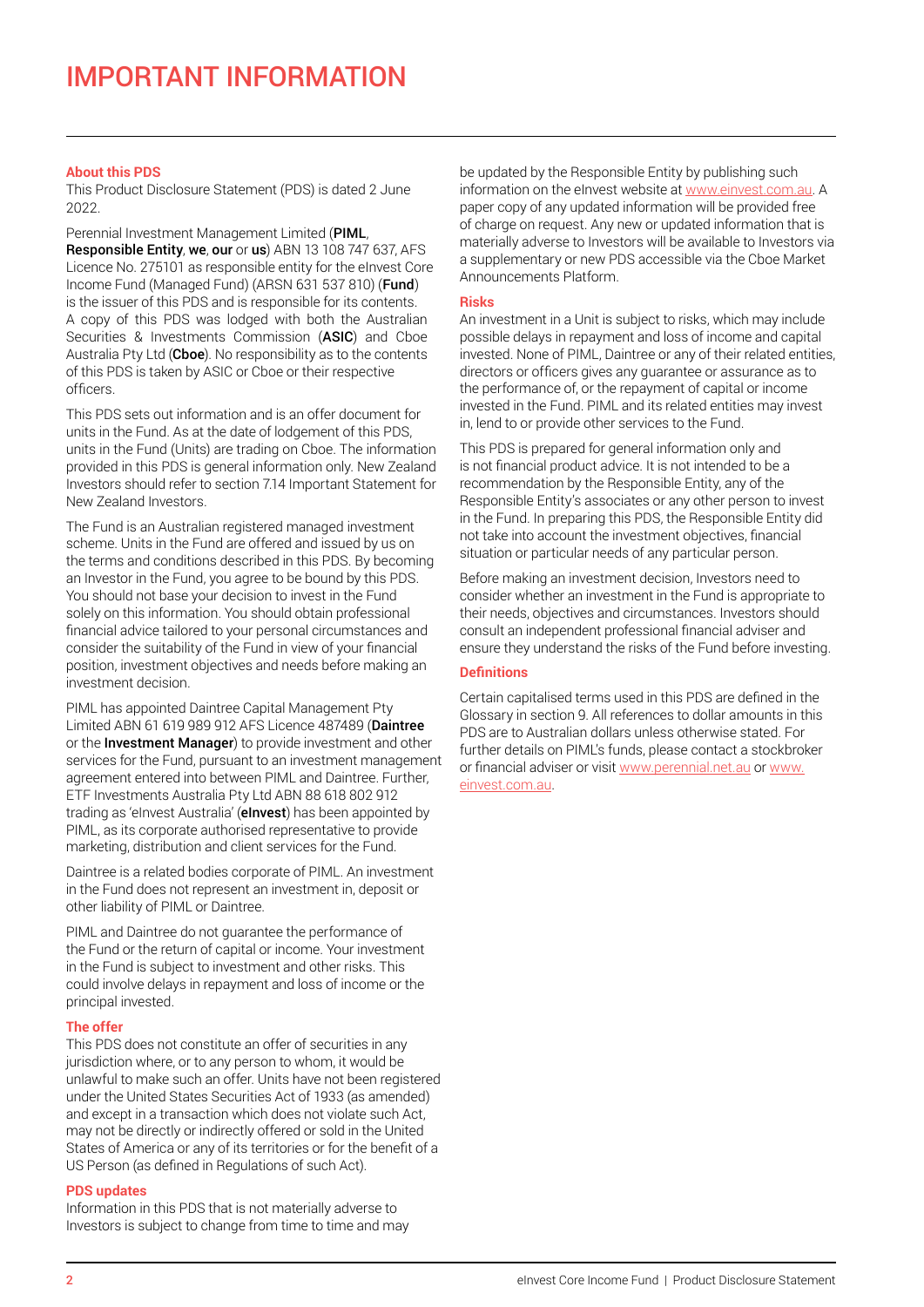# IMPORTANT INFORMATION

### About this PDS

This Product Disclosure Statement (PDS) is dated 2 June 2022.

Perennial Investment Management Limited (**PIML**, **Responsible Entity**, **we**, **our** or **us**) ABN 13 108 747 637, AFS Licence No. 275101 as responsible entity for the eInvest Core Income Fund (Managed Fund) (ARSN 631 537 810) (**Fund**) is the issuer of this PDS and is responsible for its contents. A copy of this PDS was lodged with both the Australian Securities & Investments Commission (**ASIC**) and Cboe Australia Pty Ltd (**Cboe**). No responsibility as to the contents of this PDS is taken by ASIC or Cboe or their respective officers.

This PDS sets out information and is an offer document for units in the Fund. As at the date of lodgement of this PDS, units in the Fund (Units) are trading on Cboe. The information provided in this PDS is general information only. New Zealand Investors should refer to section 7.14 Important Statement for New Zealand Investors.

The Fund is an Australian registered managed investment scheme. Units in the Fund are offered and issued by us on the terms and conditions described in this PDS. By becoming an Investor in the Fund, you agree to be bound by this PDS. You should not base your decision to invest in the Fund solely on this information. You should obtain professional financial advice tailored to your personal circumstances and consider the suitability of the Fund in view of your financial position, investment objectives and needs before making an investment decision.

PIML has appointed Daintree Capital Management Pty Limited ABN 61 619 989 912 AFS Licence 487489 (**Daintree** or the **Investment Manager**) to provide investment and other services for the Fund, pursuant to an investment management agreement entered into between PIML and Daintree. Further, ETF Investments Australia Pty Ltd ABN 88 618 802 912 trading as 'eInvest Australia' (**eInvest**) has been appointed by PIML, as its corporate authorised representative to provide marketing, distribution and client services for the Fund.

Daintree is a related bodies corporate of PIML. An investment in the Fund does not represent an investment in, deposit or other liability of PIML or Daintree.

PIML and Daintree do not guarantee the performance of the Fund or the return of capital or income. Your investment in the Fund is subject to investment and other risks. This could involve delays in repayment and loss of income or the principal invested.

### The offer

This PDS does not constitute an offer of securities in any jurisdiction where, or to any person to whom, it would be unlawful to make such an offer. Units have not been registered under the United States Securities Act of 1933 (as amended) and except in a transaction which does not violate such Act, may not be directly or indirectly offered or sold in the United States of America or any of its territories or for the benefit of a US Person (as defined in Regulations of such Act).

### PDS updates

Information in this PDS that is not materially adverse to Investors is subject to change from time to time and may be updated by the Responsible Entity by publishing such information on the eInvest website at www.einvest.com.au. A paper copy of any updated information will be provided free of charge on request. Any new or updated information that is materially adverse to Investors will be available to Investors via a supplementary or new PDS accessible via the Cboe Market Announcements Platform.

### Risks

An investment in a Unit is subject to risks, which may include possible delays in repayment and loss of income and capital invested. None of PIML, Daintree or any of their related entities, directors or officers gives any guarantee or assurance as to the performance of, or the repayment of capital or income invested in the Fund. PIML and its related entities may invest in, lend to or provide other services to the Fund.

This PDS is prepared for general information only and is not financial product advice. It is not intended to be a recommendation by the Responsible Entity, any of the Responsible Entity's associates or any other person to invest in the Fund. In preparing this PDS, the Responsible Entity did not take into account the investment objectives, financial situation or particular needs of any particular person.

Before making an investment decision, Investors need to consider whether an investment in the Fund is appropriate to their needs, objectives and circumstances. Investors should consult an independent professional financial adviser and ensure they understand the risks of the Fund before investing.

### Definitions

Certain capitalised terms used in this PDS are defined in the Glossary in section 9. All references to dollar amounts in this PDS are to Australian dollars unless otherwise stated. For further details on PIML's funds, please contact a stockbroker or financial adviser or visit www.perennial.net.au or www.einvest.com.au.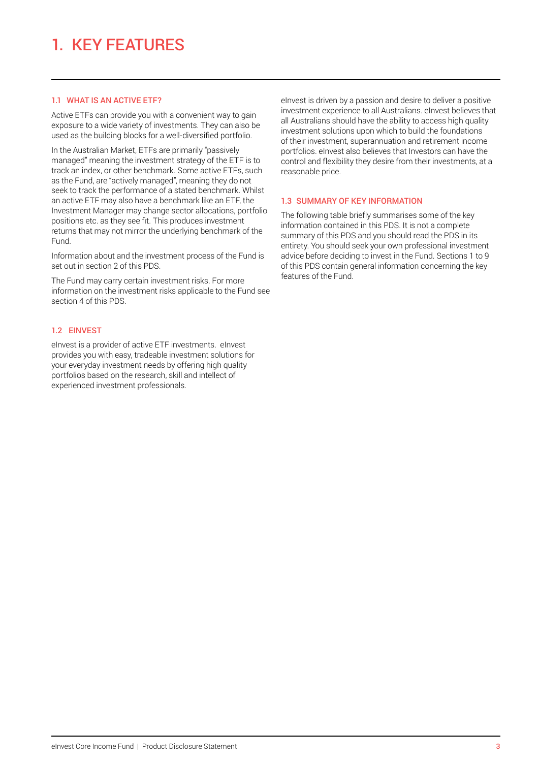# 1. KEY FEATURES

## 1.1 WHAT IS AN ACTIVE ETF?

Active ETFs can provide you with a convenient way to gain exposure to a wide variety of investments. They can also be used as the building blocks for a well-diversified portfolio.

In the Australian Market, ETFs are primarily "passively managed" meaning the investment strategy of the ETF is to track an index, or other benchmark. Some active ETFs, such as the Fund, are "actively managed", meaning they do not seek to track the performance of a stated benchmark. Whilst an active ETF may also have a benchmark like an ETF, the Investment Manager may change sector allocations, portfolio positions etc. as they see fit. This produces investment returns that may not mirror the underlying benchmark of the Fund.

Information about and the investment process of the Fund is set out in section 2 of this PDS.

The Fund may carry certain investment risks. For more information on the investment risks applicable to the Fund see section 4 of this PDS.

## 1.2 EINVEST

eInvest is a provider of active ETF investments. eInvest provides you with easy, tradeable investment solutions for your everyday investment needs by offering high quality portfolios based on the research, skill and intellect of experienced investment professionals.

eInvest is driven by a passion and desire to deliver a positive investment experience to all Australians. eInvest believes that all Australians should have the ability to access high quality investment solutions upon which to build the foundations of their investment, superannuation and retirement income portfolios. eInvest also believes that Investors can have the control and flexibility they desire from their investments, at a reasonable price.

## 1.3 SUMMARY OF KEY INFORMATION

The following table briefly summarises some of the key information contained in this PDS. It is not a complete summary of this PDS and you should read the PDS in its entirety. You should seek your own professional investment advice before deciding to invest in the Fund. Sections 1 to 9 of this PDS contain general information concerning the key features of the Fund.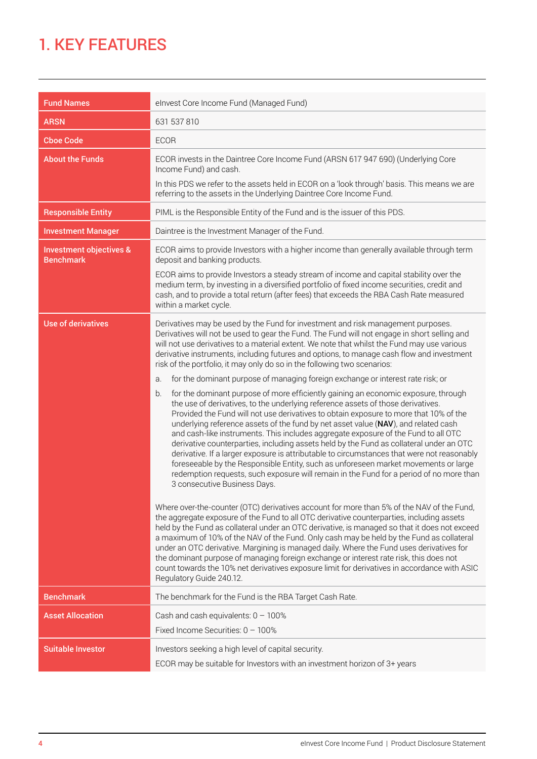# 1. KEY FEATURES

| | |
|---|---|
| **Fund Names** | eInvest Core Income Fund (Managed Fund) |
| **ARSN** | 631 537 810 |
| **Cboe Code** | ECOR |
| **About the Funds** | ECOR invests in the Daintree Core Income Fund (ARSN 617 947 690) (Underlying Core Income Fund) and cash.<br><br>In this PDS we refer to the assets held in ECOR on a 'look through' basis. This means we are referring to the assets in the Underlying Daintree Core Income Fund. |
| **Responsible Entity** | PIML is the Responsible Entity of the Fund and is the issuer of this PDS. |
| **Investment Manager** | Daintree is the Investment Manager of the Fund. |
| **Investment objectives & Benchmark** | ECOR aims to provide Investors with a higher income than generally available through term deposit and banking products.<br><br>ECOR aims to provide Investors a steady stream of income and capital stability over the medium term, by investing in a diversified portfolio of fixed income securities, credit and cash, and to provide a total return (after fees) that exceeds the RBA Cash Rate measured within a market cycle. |
| **Use of derivatives** | Derivatives may be used by the Fund for investment and risk management purposes. Derivatives will not be used to gear the Fund. The Fund will not engage in short selling and will not use derivatives to a material extent. We note that whilst the Fund may use various derivative instruments, including futures and options, to manage cash flow and investment risk of the portfolio, it may only do so in the following two scenarios:<br><br>a. for the dominant purpose of managing foreign exchange or interest rate risk; or<br><br>b. for the dominant purpose of more efficiently gaining an economic exposure, through the use of derivatives, to the underlying reference assets of those derivatives. Provided the Fund will not use derivatives to obtain exposure to more that 10% of the underlying reference assets of the fund by net asset value (**NAV**), and related cash and cash-like instruments. This includes aggregate exposure of the Fund to all OTC derivative counterparties, including assets held by the Fund as collateral under an OTC derivative. If a larger exposure is attributable to circumstances that were not reasonably foreseeable by the Responsible Entity, such as unforeseen market movements or large redemption requests, such exposure will remain in the Fund for a period of no more than 3 consecutive Business Days.<br><br>Where over-the-counter (OTC) derivatives account for more than 5% of the NAV of the Fund, the aggregate exposure of the Fund to all OTC derivative counterparties, including assets held by the Fund as collateral under an OTC derivative, is managed so that it does not exceed a maximum of 10% of the NAV of the Fund. Only cash may be held by the Fund as collateral under an OTC derivative. Margining is managed daily. Where the Fund uses derivatives for the dominant purpose of managing foreign exchange or interest rate risk, this does not count towards the 10% net derivatives exposure limit for derivatives in accordance with ASIC Regulatory Guide 240.12. |
| **Benchmark** | The benchmark for the Fund is the RBA Target Cash Rate. |
| **Asset Allocation** | Cash and cash equivalents: 0 – 100%<br><br>Fixed Income Securities: 0 – 100% |
| **Suitable Investor** | Investors seeking a high level of capital security.<br><br>ECOR may be suitable for Investors with an investment horizon of 3+ years |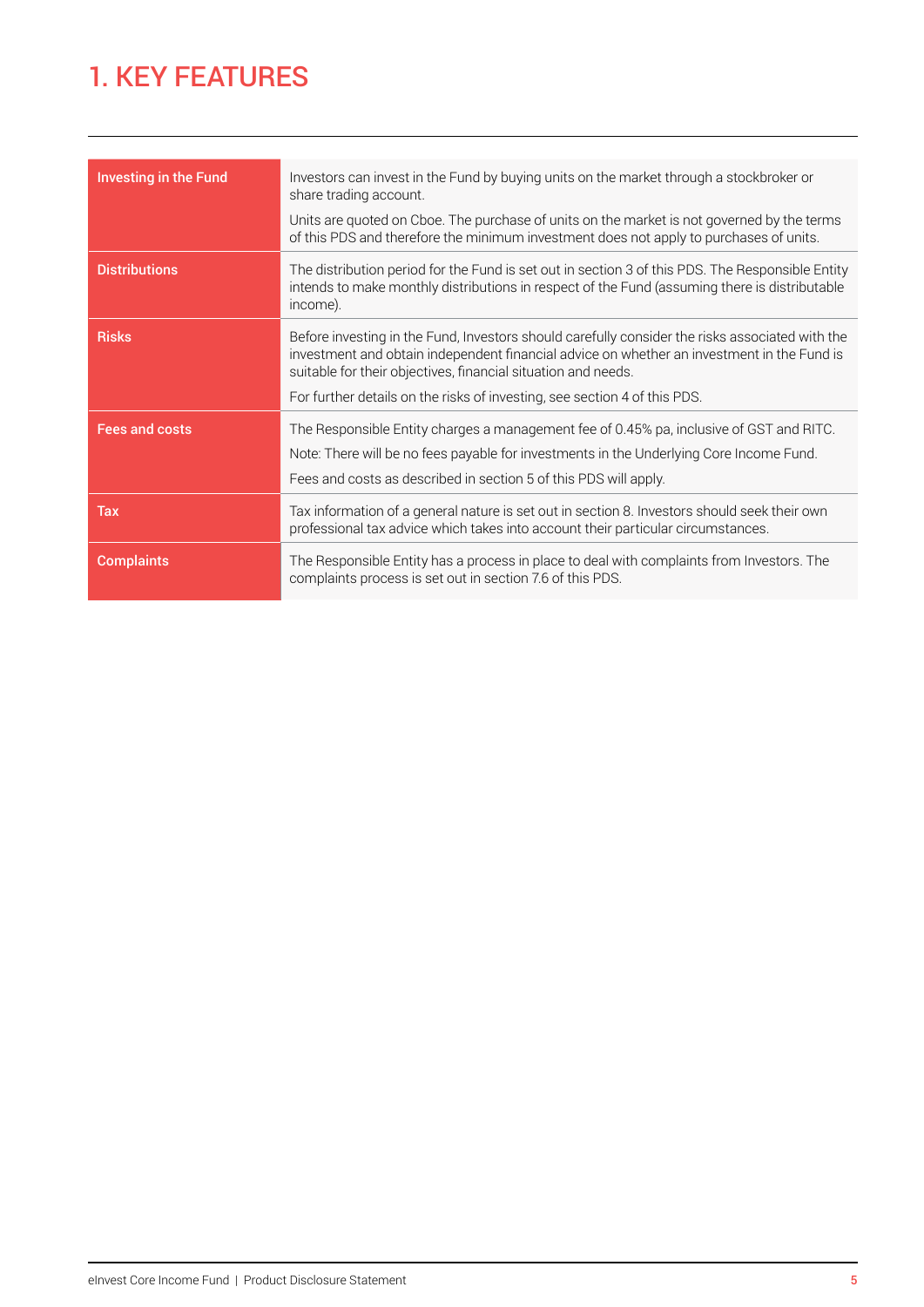# 1. KEY FEATURES

| | |
|---|---|
| **Investing in the Fund** | Investors can invest in the Fund by buying units on the market through a stockbroker or share trading account.<br><br>Units are quoted on Cboe. The purchase of units on the market is not governed by the terms of this PDS and therefore the minimum investment does not apply to purchases of units. |
| **Distributions** | The distribution period for the Fund is set out in section 3 of this PDS. The Responsible Entity intends to make monthly distributions in respect of the Fund (assuming there is distributable income). |
| **Risks** | Before investing in the Fund, Investors should carefully consider the risks associated with the investment and obtain independent financial advice on whether an investment in the Fund is suitable for their objectives, financial situation and needs.<br><br>For further details on the risks of investing, see section 4 of this PDS. |
| **Fees and costs** | The Responsible Entity charges a management fee of 0.45% pa, inclusive of GST and RITC.<br><br>Note: There will be no fees payable for investments in the Underlying Core Income Fund.<br><br>Fees and costs as described in section 5 of this PDS will apply. |
| **Tax** | Tax information of a general nature is set out in section 8. Investors should seek their own professional tax advice which takes into account their particular circumstances. |
| **Complaints** | The Responsible Entity has a process in place to deal with complaints from Investors. The complaints process is set out in section 7.6 of this PDS. |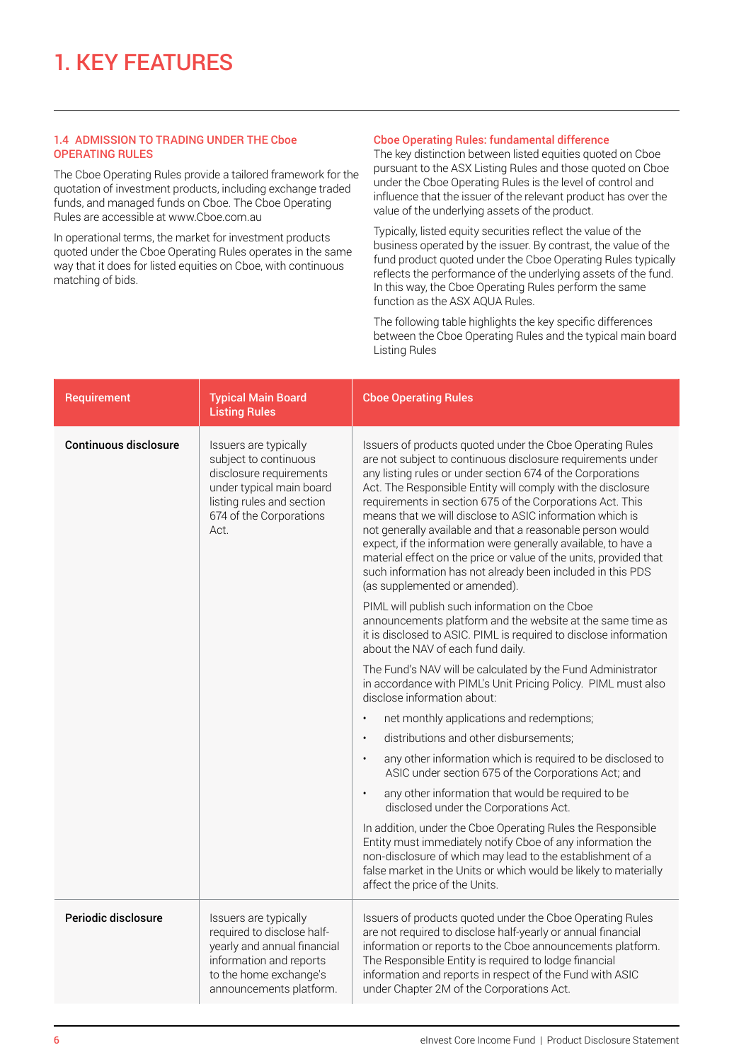# 1. KEY FEATURES

### 1.4 ADMISSION TO TRADING UNDER THE Cboe OPERATING RULES

The Cboe Operating Rules provide a tailored framework for the quotation of investment products, including exchange traded funds, and managed funds on Cboe. The Cboe Operating Rules are accessible at www.Cboe.com.au

In operational terms, the market for investment products quoted under the Cboe Operating Rules operates in the same way that it does for listed equities on Cboe, with continuous matching of bids.

#### Cboe Operating Rules: fundamental difference

The key distinction between listed equities quoted on Cboe pursuant to the ASX Listing Rules and those quoted on Cboe under the Cboe Operating Rules is the level of control and influence that the issuer of the relevant product has over the value of the underlying assets of the product.

Typically, listed equity securities reflect the value of the business operated by the issuer. By contrast, the value of the fund product quoted under the Cboe Operating Rules typically reflects the performance of the underlying assets of the fund. In this way, the Cboe Operating Rules perform the same function as the ASX AQUA Rules.

The following table highlights the key specific differences between the Cboe Operating Rules and the typical main board Listing Rules

| Requirement | Typical Main Board Listing Rules | Cboe Operating Rules |
|---|---|---|
| **Continuous disclosure** | Issuers are typically subject to continuous disclosure requirements under typical main board listing rules and section 674 of the Corporations Act. | Issuers of products quoted under the Cboe Operating Rules are not subject to continuous disclosure requirements under any listing rules or under section 674 of the Corporations Act. The Responsible Entity will comply with the disclosure requirements in section 675 of the Corporations Act. This means that we will disclose to ASIC information which is not generally available and that a reasonable person would expect, if the information were generally available, to have a material effect on the price or value of the units, provided that such information has not already been included in this PDS (as supplemented or amended).<br><br>PIML will publish such information on the Cboe announcements platform and the website at the same time as it is disclosed to ASIC. PIML is required to disclose information about the NAV of each fund daily.<br><br>The Fund's NAV will be calculated by the Fund Administrator in accordance with PIML's Unit Pricing Policy. PIML must also disclose information about:<br>• net monthly applications and redemptions;<br>• distributions and other disbursements;<br>• any other information which is required to be disclosed to ASIC under section 675 of the Corporations Act; and<br>• any other information that would be required to be disclosed under the Corporations Act.<br><br>In addition, under the Cboe Operating Rules the Responsible Entity must immediately notify Cboe of any information the non-disclosure of which may lead to the establishment of a false market in the Units or which would be likely to materially affect the price of the Units. |
| **Periodic disclosure** | Issuers are typically required to disclose half-yearly and annual financial information and reports to the home exchange's announcements platform. | Issuers of products quoted under the Cboe Operating Rules are not required to disclose half-yearly or annual financial information or reports to the Cboe announcements platform. The Responsible Entity is required to lodge financial information and reports in respect of the Fund with ASIC under Chapter 2M of the Corporations Act. |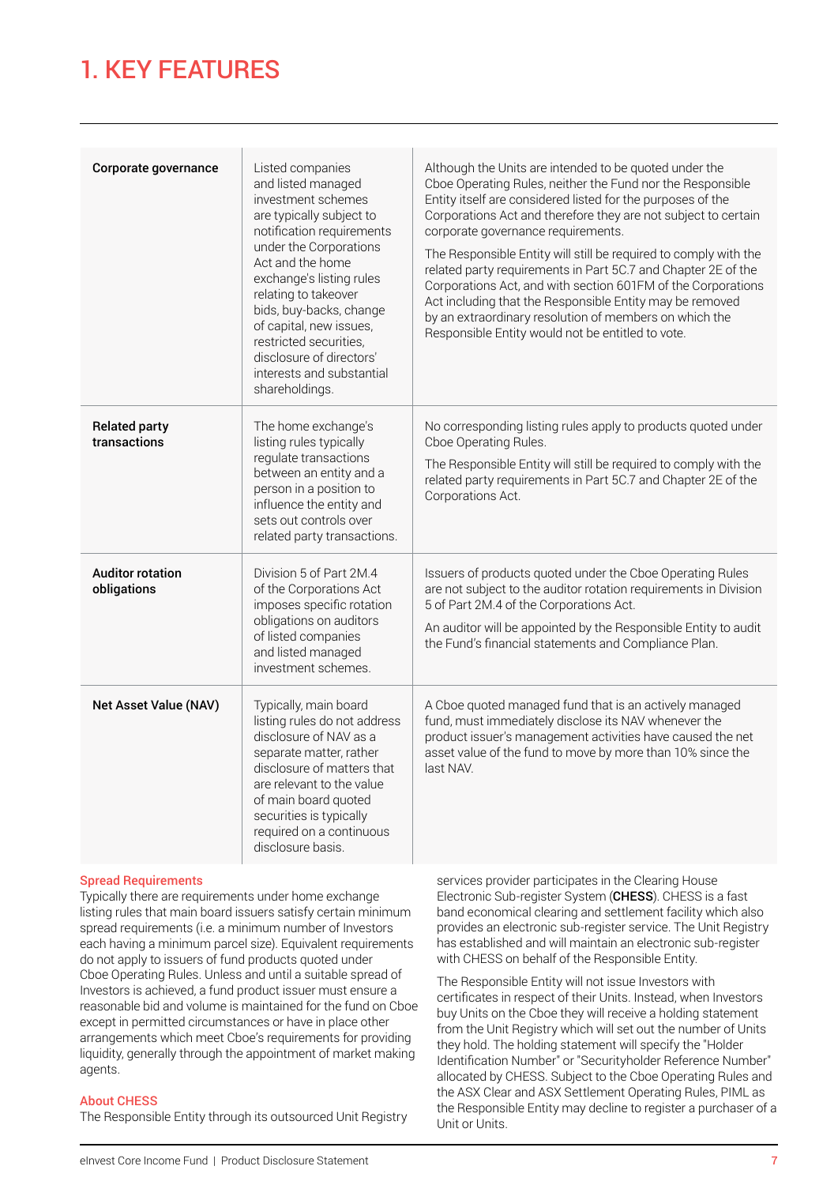# 1. KEY FEATURES

| | | |
|---|---|---|
| **Corporate governance** | Listed companies and listed managed investment schemes are typically subject to notification requirements under the Corporations Act and the home exchange's listing rules relating to takeover bids, buy-backs, change of capital, new issues, restricted securities, disclosure of directors' interests and substantial shareholdings. | Although the Units are intended to be quoted under the Cboe Operating Rules, neither the Fund nor the Responsible Entity itself are considered listed for the purposes of the Corporations Act and therefore they are not subject to certain corporate governance requirements.<br><br>The Responsible Entity will still be required to comply with the related party requirements in Part 5C.7 and Chapter 2E of the Corporations Act, and with section 601FM of the Corporations Act including that the Responsible Entity may be removed by an extraordinary resolution of members on which the Responsible Entity would not be entitled to vote. |
| **Related party transactions** | The home exchange's listing rules typically regulate transactions between an entity and a person in a position to influence the entity and sets out controls over related party transactions. | No corresponding listing rules apply to products quoted under Cboe Operating Rules.<br><br>The Responsible Entity will still be required to comply with the related party requirements in Part 5C.7 and Chapter 2E of the Corporations Act. |
| **Auditor rotation obligations** | Division 5 of Part 2M.4 of the Corporations Act imposes specific rotation obligations on auditors of listed companies and listed managed investment schemes. | Issuers of products quoted under the Cboe Operating Rules are not subject to the auditor rotation requirements in Division 5 of Part 2M.4 of the Corporations Act.<br><br>An auditor will be appointed by the Responsible Entity to audit the Fund's financial statements and Compliance Plan. |
| **Net Asset Value (NAV)** | Typically, main board listing rules do not address disclosure of NAV as a separate matter, rather disclosure of matters that are relevant to the value of main board quoted securities is typically required on a continuous disclosure basis. | A Cboe quoted managed fund that is an actively managed fund, must immediately disclose its NAV whenever the product issuer's management activities have caused the net asset value of the fund to move by more than 10% since the last NAV. |

### Spread Requirements

Typically there are requirements under home exchange listing rules that main board issuers satisfy certain minimum spread requirements (i.e. a minimum number of Investors each having a minimum parcel size). Equivalent requirements do not apply to issuers of fund products quoted under Cboe Operating Rules. Unless and until a suitable spread of Investors is achieved, a fund product issuer must ensure a reasonable bid and volume is maintained for the fund on Cboe except in permitted circumstances or have in place other arrangements which meet Cboe's requirements for providing liquidity, generally through the appointment of market making agents.

### About CHESS

The Responsible Entity through its outsourced Unit Registry services provider participates in the Clearing House Electronic Sub-register System (**CHESS**). CHESS is a fast band economical clearing and settlement facility which also provides an electronic sub-register service. The Unit Registry has established and will maintain an electronic sub-register with CHESS on behalf of the Responsible Entity.

The Responsible Entity will not issue Investors with certificates in respect of their Units. Instead, when Investors buy Units on the Cboe they will receive a holding statement from the Unit Registry which will set out the number of Units they hold. The holding statement will specify the "Holder Identification Number" or "Securityholder Reference Number" allocated by CHESS. Subject to the Cboe Operating Rules and the ASX Clear and ASX Settlement Operating Rules, PIML as the Responsible Entity may decline to register a purchaser of a Unit or Units.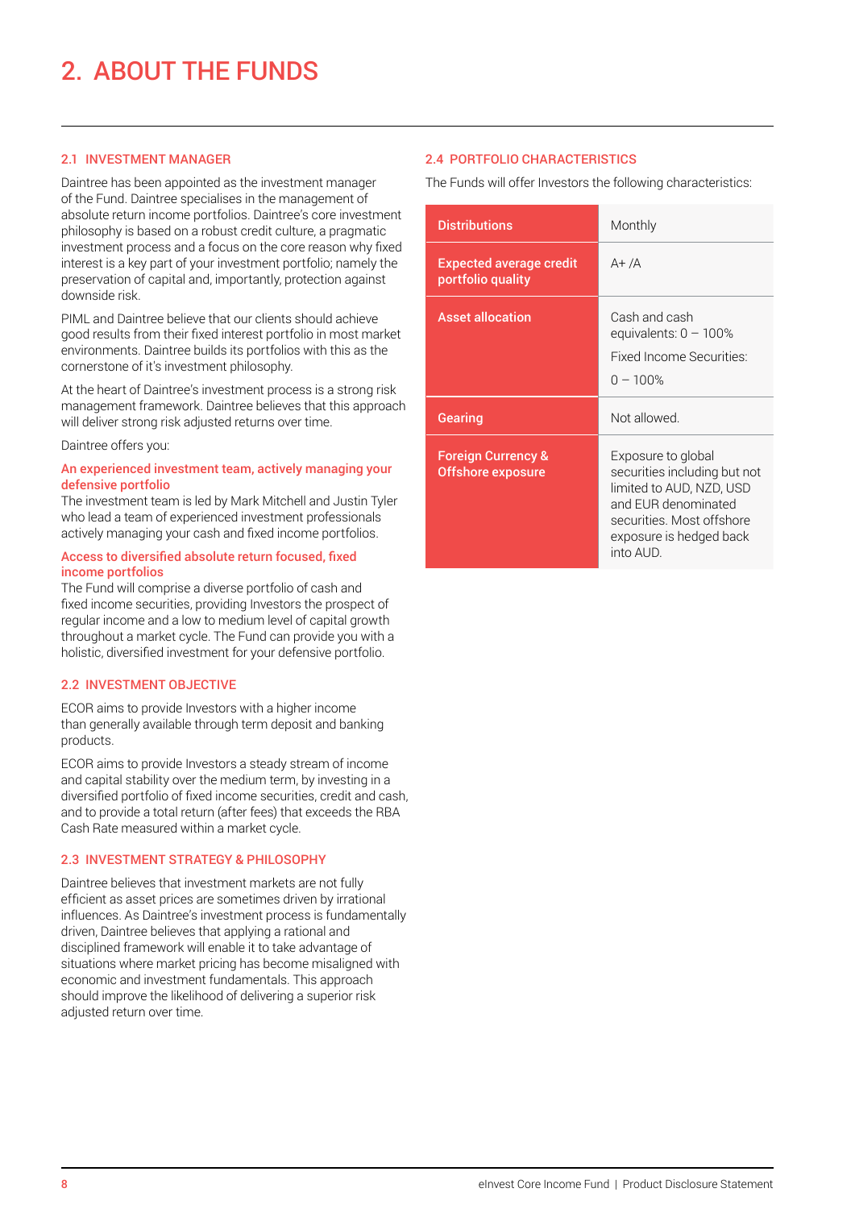# 2. ABOUT THE FUNDS

## 2.1 INVESTMENT MANAGER

Daintree has been appointed as the investment manager of the Fund. Daintree specialises in the management of absolute return income portfolios. Daintree's core investment philosophy is based on a robust credit culture, a pragmatic investment process and a focus on the core reason why fixed interest is a key part of your investment portfolio; namely the preservation of capital and, importantly, protection against downside risk.

PIML and Daintree believe that our clients should achieve good results from their fixed interest portfolio in most market environments. Daintree builds its portfolios with this as the cornerstone of it's investment philosophy.

At the heart of Daintree's investment process is a strong risk management framework. Daintree believes that this approach will deliver strong risk adjusted returns over time.

Daintree offers you:

**An experienced investment team, actively managing your defensive portfolio**

The investment team is led by Mark Mitchell and Justin Tyler who lead a team of experienced investment professionals actively managing your cash and fixed income portfolios.

**Access to diversified absolute return focused, fixed income portfolios**

The Fund will comprise a diverse portfolio of cash and fixed income securities, providing Investors the prospect of regular income and a low to medium level of capital growth throughout a market cycle. The Fund can provide you with a holistic, diversified investment for your defensive portfolio.

## 2.2 INVESTMENT OBJECTIVE

ECOR aims to provide Investors with a higher income than generally available through term deposit and banking products.

ECOR aims to provide Investors a steady stream of income and capital stability over the medium term, by investing in a diversified portfolio of fixed income securities, credit and cash, and to provide a total return (after fees) that exceeds the RBA Cash Rate measured within a market cycle.

## 2.3 INVESTMENT STRATEGY & PHILOSOPHY

Daintree believes that investment markets are not fully efficient as asset prices are sometimes driven by irrational influences. As Daintree's investment process is fundamentally driven, Daintree believes that applying a rational and disciplined framework will enable it to take advantage of situations where market pricing has become misaligned with economic and investment fundamentals. This approach should improve the likelihood of delivering a superior risk adjusted return over time.

## 2.4 PORTFOLIO CHARACTERISTICS

The Funds will offer Investors the following characteristics:

| | |
|---|---|
| **Distributions** | Monthly |
| **Expected average credit portfolio quality** | A+ /A |
| **Asset allocation** | Cash and cash equivalents: 0 – 100%<br>Fixed Income Securities: 0 – 100% |
| **Gearing** | Not allowed. |
| **Foreign Currency & Offshore exposure** | Exposure to global securities including but not limited to AUD, NZD, USD and EUR denominated securities. Most offshore exposure is hedged back into AUD. |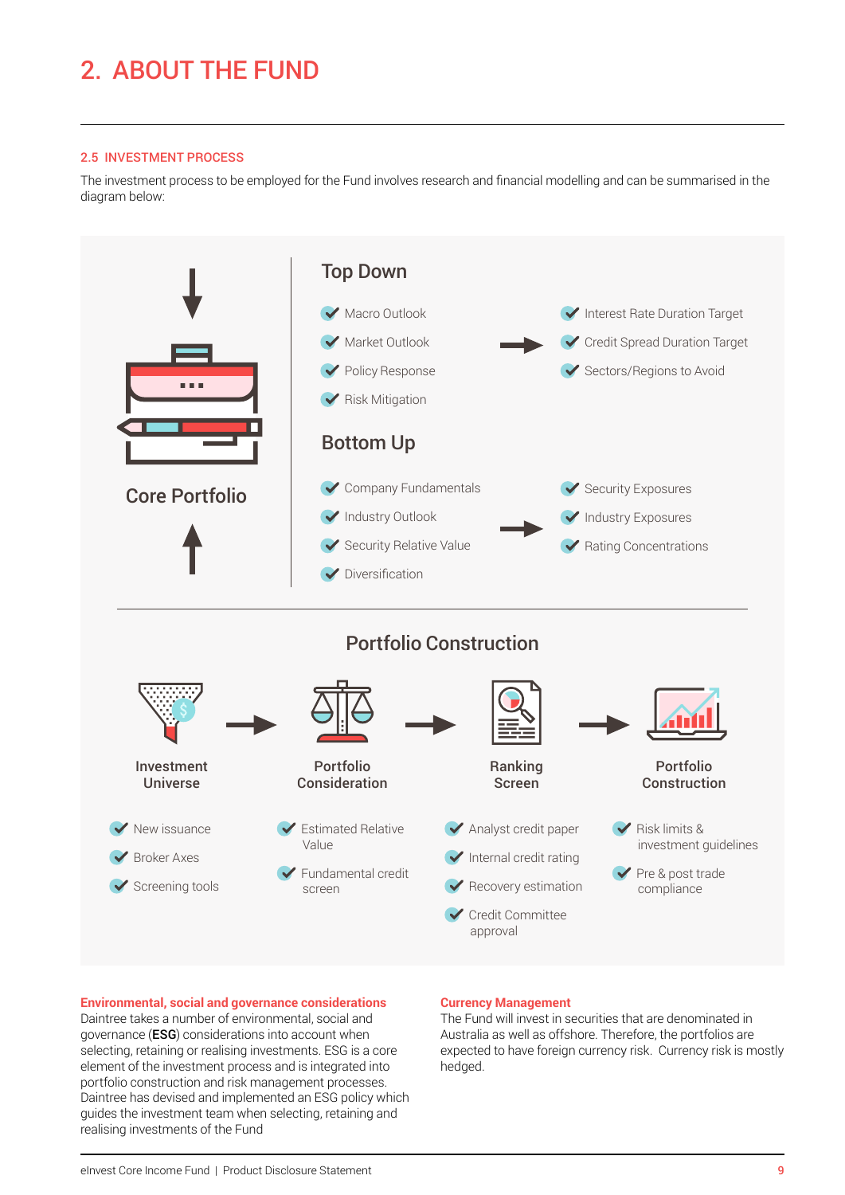# 2. ABOUT THE FUND

### 2.5 INVESTMENT PROCESS

The investment process to be employed for the Fund involves research and financial modelling and can be summarised in the diagram below:

**Core Portfolio**

## Top Down

- Macro Outlook
- Market Outlook
- Policy Response
- Risk Mitigation

→

- Interest Rate Duration Target
- Credit Spread Duration Target
- Sectors/Regions to Avoid

## Bottom Up

- Company Fundamentals
- Industry Outlook
- Security Relative Value
- Diversification

→

- Security Exposures
- Industry Exposures
- Rating Concentrations

## Portfolio Construction

**Investment Universe** → **Portfolio Consideration** → **Ranking Screen** → **Portfolio Construction**

**Investment Universe**
- New issuance
- Broker Axes
- Screening tools

**Portfolio Consideration**
- Estimated Relative Value
- Fundamental credit screen

**Ranking Screen**
- Analyst credit paper
- Internal credit rating
- Recovery estimation
- Credit Committee approval

**Portfolio Construction**
- Risk limits & investment guidelines
- Pre & post trade compliance

#### Environmental, social and governance considerations

Daintree takes a number of environmental, social and governance (**ESG**) considerations into account when selecting, retaining or realising investments. ESG is a core element of the investment process and is integrated into portfolio construction and risk management processes. Daintree has devised and implemented an ESG policy which guides the investment team when selecting, retaining and realising investments of the Fund

#### Currency Management

The Fund will invest in securities that are denominated in Australia as well as offshore. Therefore, the portfolios are expected to have foreign currency risk. Currency risk is mostly hedged.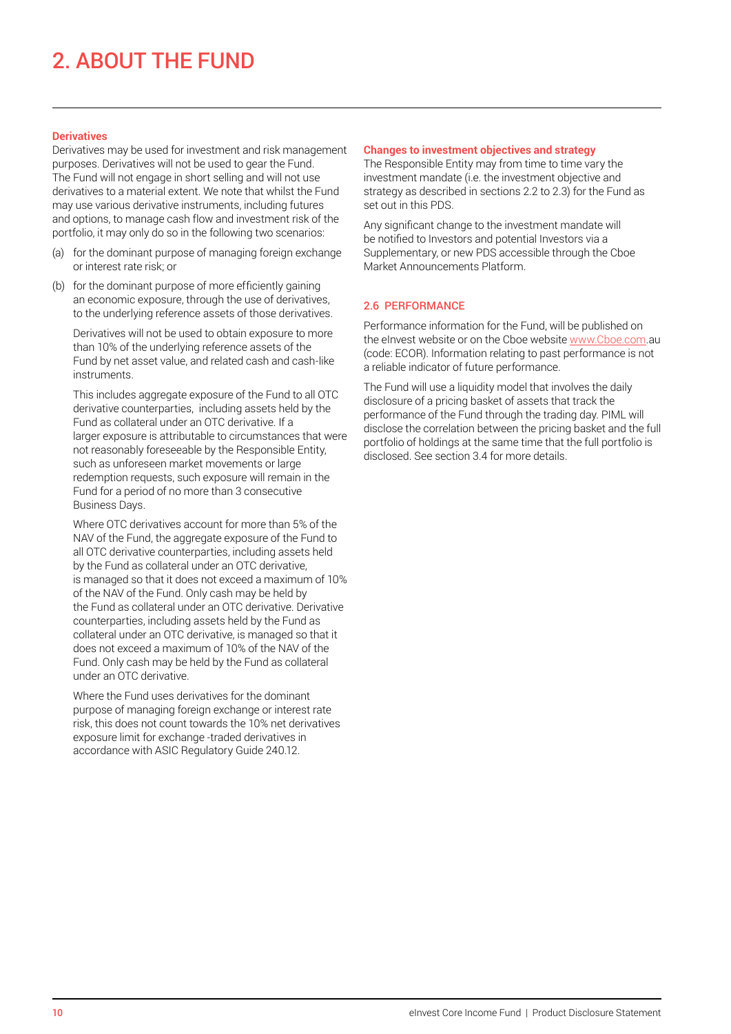# 2. ABOUT THE FUND

**Derivatives**

Derivatives may be used for investment and risk management purposes. Derivatives will not be used to gear the Fund. The Fund will not engage in short selling and will not use derivatives to a material extent. We note that whilst the Fund may use various derivative instruments, including futures and options, to manage cash flow and investment risk of the portfolio, it may only do so in the following two scenarios:

(a) for the dominant purpose of managing foreign exchange or interest rate risk; or

(b) for the dominant purpose of more efficiently gaining an economic exposure, through the use of derivatives, to the underlying reference assets of those derivatives.

Derivatives will not be used to obtain exposure to more than 10% of the underlying reference assets of the Fund by net asset value, and related cash and cash-like instruments.

This includes aggregate exposure of the Fund to all OTC derivative counterparties, including assets held by the Fund as collateral under an OTC derivative. If a larger exposure is attributable to circumstances that were not reasonably foreseeable by the Responsible Entity, such as unforeseen market movements or large redemption requests, such exposure will remain in the Fund for a period of no more than 3 consecutive Business Days.

Where OTC derivatives account for more than 5% of the NAV of the Fund, the aggregate exposure of the Fund to all OTC derivative counterparties, including assets held by the Fund as collateral under an OTC derivative, is managed so that it does not exceed a maximum of 10% of the NAV of the Fund. Only cash may be held by the Fund as collateral under an OTC derivative. Derivative counterparties, including assets held by the Fund as collateral under an OTC derivative, is managed so that it does not exceed a maximum of 10% of the NAV of the Fund. Only cash may be held by the Fund as collateral under an OTC derivative.

Where the Fund uses derivatives for the dominant purpose of managing foreign exchange or interest rate risk, this does not count towards the 10% net derivatives exposure limit for exchange -traded derivatives in accordance with ASIC Regulatory Guide 240.12.

**Changes to investment objectives and strategy**

The Responsible Entity may from time to time vary the investment mandate (i.e. the investment objective and strategy as described in sections 2.2 to 2.3) for the Fund as set out in this PDS.

Any significant change to the investment mandate will be notified to Investors and potential Investors via a Supplementary, or new PDS accessible through the Cboe Market Announcements Platform.

## 2.6 PERFORMANCE

Performance information for the Fund, will be published on the eInvest website or on the Cboe website www.Cboe.com.au (code: ECOR). Information relating to past performance is not a reliable indicator of future performance.

The Fund will use a liquidity model that involves the daily disclosure of a pricing basket of assets that track the performance of the Fund through the trading day. PIML will disclose the correlation between the pricing basket and the full portfolio of holdings at the same time that the full portfolio is disclosed. See section 3.4 for more details.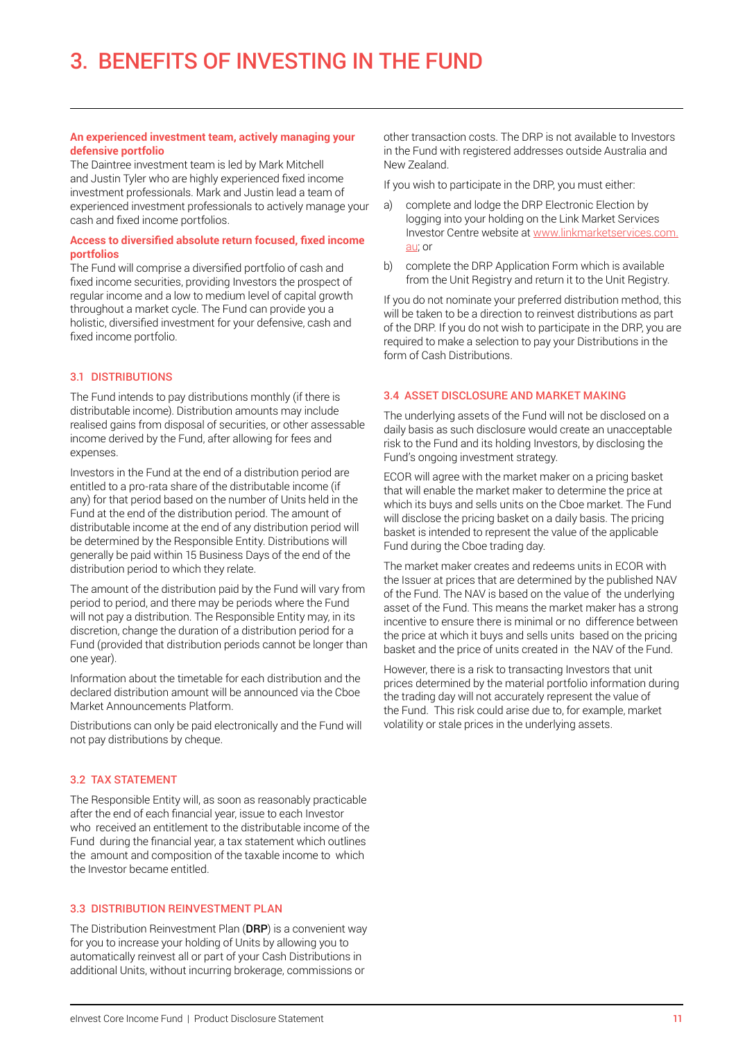# 3. BENEFITS OF INVESTING IN THE FUND

**An experienced investment team, actively managing your defensive portfolio**

The Daintree investment team is led by Mark Mitchell and Justin Tyler who are highly experienced fixed income investment professionals. Mark and Justin lead a team of experienced investment professionals to actively manage your cash and fixed income portfolios.

**Access to diversified absolute return focused, fixed income portfolios**

The Fund will comprise a diversified portfolio of cash and fixed income securities, providing Investors the prospect of regular income and a low to medium level of capital growth throughout a market cycle. The Fund can provide you a holistic, diversified investment for your defensive, cash and fixed income portfolio.

### 3.1 DISTRIBUTIONS

The Fund intends to pay distributions monthly (if there is distributable income). Distribution amounts may include realised gains from disposal of securities, or other assessable income derived by the Fund, after allowing for fees and expenses.

Investors in the Fund at the end of a distribution period are entitled to a pro-rata share of the distributable income (if any) for that period based on the number of Units held in the Fund at the end of the distribution period. The amount of distributable income at the end of any distribution period will be determined by the Responsible Entity. Distributions will generally be paid within 15 Business Days of the end of the distribution period to which they relate.

The amount of the distribution paid by the Fund will vary from period to period, and there may be periods where the Fund will not pay a distribution. The Responsible Entity may, in its discretion, change the duration of a distribution period for a Fund (provided that distribution periods cannot be longer than one year).

Information about the timetable for each distribution and the declared distribution amount will be announced via the Cboe Market Announcements Platform.

Distributions can only be paid electronically and the Fund will not pay distributions by cheque.

### 3.2 TAX STATEMENT

The Responsible Entity will, as soon as reasonably practicable after the end of each financial year, issue to each Investor who received an entitlement to the distributable income of the Fund during the financial year, a tax statement which outlines the amount and composition of the taxable income to which the Investor became entitled.

### 3.3 DISTRIBUTION REINVESTMENT PLAN

The Distribution Reinvestment Plan (**DRP**) is a convenient way for you to increase your holding of Units by allowing you to automatically reinvest all or part of your Cash Distributions in additional Units, without incurring brokerage, commissions or other transaction costs. The DRP is not available to Investors in the Fund with registered addresses outside Australia and New Zealand.

If you wish to participate in the DRP, you must either:

a) complete and lodge the DRP Electronic Election by logging into your holding on the Link Market Services Investor Centre website at www.linkmarketservices.com.au; or

b) complete the DRP Application Form which is available from the Unit Registry and return it to the Unit Registry.

If you do not nominate your preferred distribution method, this will be taken to be a direction to reinvest distributions as part of the DRP. If you do not wish to participate in the DRP, you are required to make a selection to pay your Distributions in the form of Cash Distributions.

### 3.4 ASSET DISCLOSURE AND MARKET MAKING

The underlying assets of the Fund will not be disclosed on a daily basis as such disclosure would create an unacceptable risk to the Fund and its holding Investors, by disclosing the Fund's ongoing investment strategy.

ECOR will agree with the market maker on a pricing basket that will enable the market maker to determine the price at which its buys and sells units on the Cboe market. The Fund will disclose the pricing basket on a daily basis. The pricing basket is intended to represent the value of the applicable Fund during the Cboe trading day.

The market maker creates and redeems units in ECOR with the Issuer at prices that are determined by the published NAV of the Fund. The NAV is based on the value of the underlying asset of the Fund. This means the market maker has a strong incentive to ensure there is minimal or no difference between the price at which it buys and sells units based on the pricing basket and the price of units created in the NAV of the Fund.

However, there is a risk to transacting Investors that unit prices determined by the material portfolio information during the trading day will not accurately represent the value of the Fund. This risk could arise due to, for example, market volatility or stale prices in the underlying assets.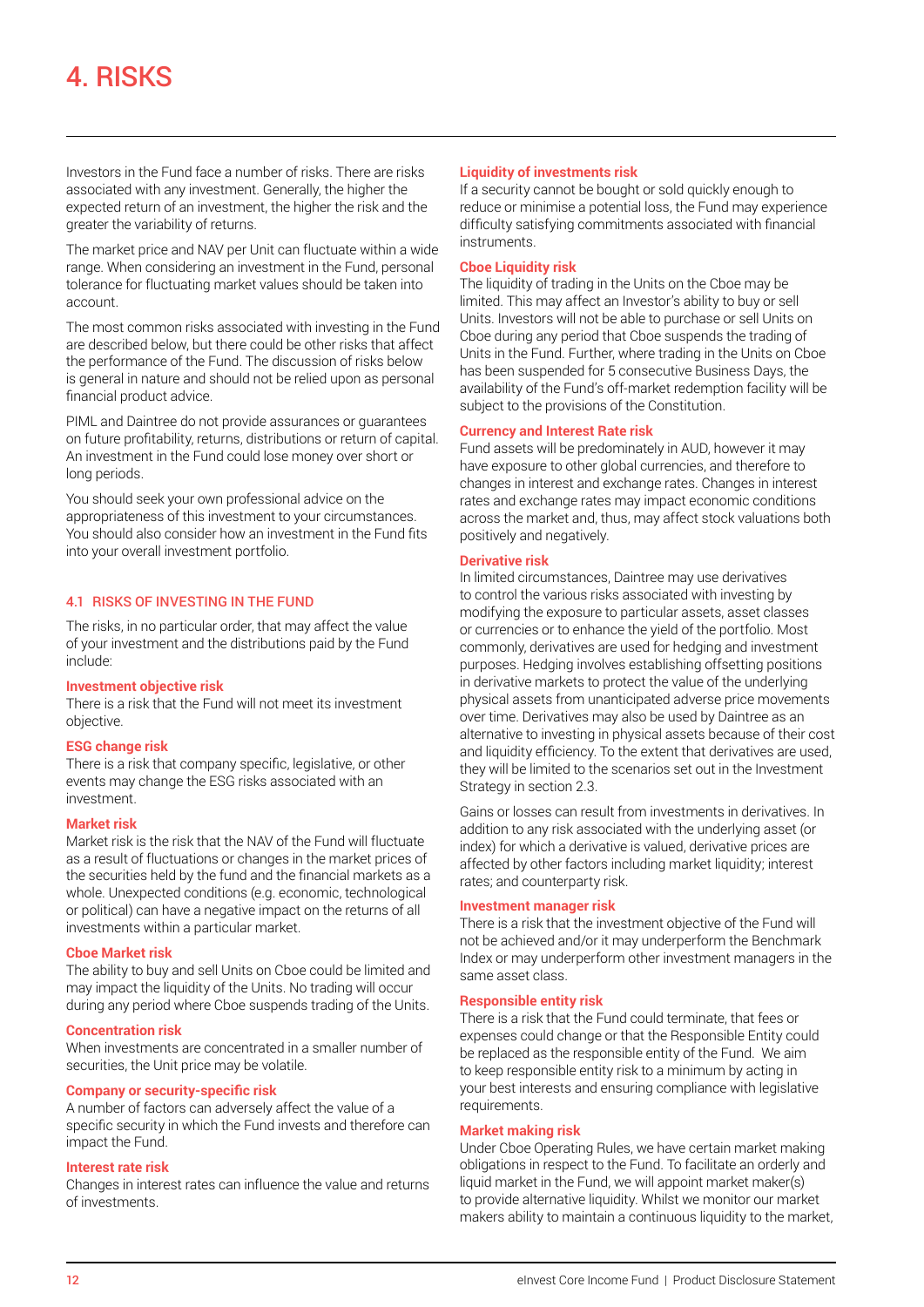# 4. RISKS

Investors in the Fund face a number of risks. There are risks associated with any investment. Generally, the higher the expected return of an investment, the higher the risk and the greater the variability of returns.

The market price and NAV per Unit can fluctuate within a wide range. When considering an investment in the Fund, personal tolerance for fluctuating market values should be taken into account.

The most common risks associated with investing in the Fund are described below, but there could be other risks that affect the performance of the Fund. The discussion of risks below is general in nature and should not be relied upon as personal financial product advice.

PIML and Daintree do not provide assurances or guarantees on future profitability, returns, distributions or return of capital. An investment in the Fund could lose money over short or long periods.

You should seek your own professional advice on the appropriateness of this investment to your circumstances. You should also consider how an investment in the Fund fits into your overall investment portfolio.

## 4.1 RISKS OF INVESTING IN THE FUND

The risks, in no particular order, that may affect the value of your investment and the distributions paid by the Fund include:

**Investment objective risk**
There is a risk that the Fund will not meet its investment objective.

**ESG change risk**
There is a risk that company specific, legislative, or other events may change the ESG risks associated with an investment.

**Market risk**
Market risk is the risk that the NAV of the Fund will fluctuate as a result of fluctuations or changes in the market prices of the securities held by the fund and the financial markets as a whole. Unexpected conditions (e.g. economic, technological or political) can have a negative impact on the returns of all investments within a particular market.

**Cboe Market risk**
The ability to buy and sell Units on Cboe could be limited and may impact the liquidity of the Units. No trading will occur during any period where Cboe suspends trading of the Units.

**Concentration risk**
When investments are concentrated in a smaller number of securities, the Unit price may be volatile.

**Company or security-specific risk**
A number of factors can adversely affect the value of a specific security in which the Fund invests and therefore can impact the Fund.

**Interest rate risk**
Changes in interest rates can influence the value and returns of investments.

**Liquidity of investments risk**
If a security cannot be bought or sold quickly enough to reduce or minimise a potential loss, the Fund may experience difficulty satisfying commitments associated with financial instruments.

**Cboe Liquidity risk**
The liquidity of trading in the Units on the Cboe may be limited. This may affect an Investor's ability to buy or sell Units. Investors will not be able to purchase or sell Units on Cboe during any period that Cboe suspends the trading of Units in the Fund. Further, where trading in the Units on Cboe has been suspended for 5 consecutive Business Days, the availability of the Fund's off-market redemption facility will be subject to the provisions of the Constitution.

**Currency and Interest Rate risk**
Fund assets will be predominately in AUD, however it may have exposure to other global currencies, and therefore to changes in interest and exchange rates. Changes in interest rates and exchange rates may impact economic conditions across the market and, thus, may affect stock valuations both positively and negatively.

**Derivative risk**
In limited circumstances, Daintree may use derivatives to control the various risks associated with investing by modifying the exposure to particular assets, asset classes or currencies or to enhance the yield of the portfolio. Most commonly, derivatives are used for hedging and investment purposes. Hedging involves establishing offsetting positions in derivative markets to protect the value of the underlying physical assets from unanticipated adverse price movements over time. Derivatives may also be used by Daintree as an alternative to investing in physical assets because of their cost and liquidity efficiency. To the extent that derivatives are used, they will be limited to the scenarios set out in the Investment Strategy in section 2.3.

Gains or losses can result from investments in derivatives. In addition to any risk associated with the underlying asset (or index) for which a derivative is valued, derivative prices are affected by other factors including market liquidity; interest rates; and counterparty risk.

**Investment manager risk**
There is a risk that the investment objective of the Fund will not be achieved and/or it may underperform the Benchmark Index or may underperform other investment managers in the same asset class.

**Responsible entity risk**
There is a risk that the Fund could terminate, that fees or expenses could change or that the Responsible Entity could be replaced as the responsible entity of the Fund. We aim to keep responsible entity risk to a minimum by acting in your best interests and ensuring compliance with legislative requirements.

**Market making risk**
Under Cboe Operating Rules, we have certain market making obligations in respect to the Fund. To facilitate an orderly and liquid market in the Fund, we will appoint market maker(s) to provide alternative liquidity. Whilst we monitor our market makers ability to maintain a continuous liquidity to the market,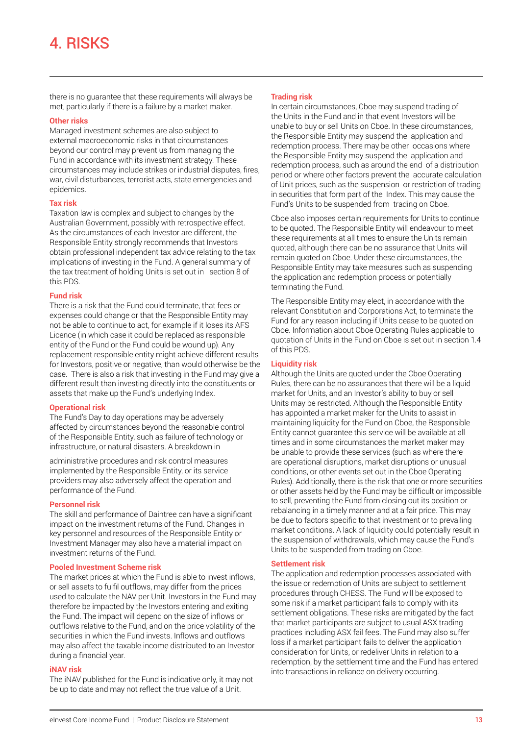# 4. RISKS

there is no guarantee that these requirements will always be met, particularly if there is a failure by a market maker.

### Other risks

Managed investment schemes are also subject to external macroeconomic risks in that circumstances beyond our control may prevent us from managing the Fund in accordance with its investment strategy. These circumstances may include strikes or industrial disputes, fires, war, civil disturbances, terrorist acts, state emergencies and epidemics.

### Tax risk

Taxation law is complex and subject to changes by the Australian Government, possibly with retrospective effect. As the circumstances of each Investor are different, the Responsible Entity strongly recommends that Investors obtain professional independent tax advice relating to the tax implications of investing in the Fund. A general summary of the tax treatment of holding Units is set out in section 8 of this PDS.

### Fund risk

There is a risk that the Fund could terminate, that fees or expenses could change or that the Responsible Entity may not be able to continue to act, for example if it loses its AFS Licence (in which case it could be replaced as responsible entity of the Fund or the Fund could be wound up). Any replacement responsible entity might achieve different results for Investors, positive or negative, than would otherwise be the case. There is also a risk that investing in the Fund may give a different result than investing directly into the constituents or assets that make up the Fund's underlying Index.

### Operational risk

The Fund's Day to day operations may be adversely affected by circumstances beyond the reasonable control of the Responsible Entity, such as failure of technology or infrastructure, or natural disasters. A breakdown in administrative procedures and risk control measures implemented by the Responsible Entity, or its service providers may also adversely affect the operation and performance of the Fund.

### Personnel risk

The skill and performance of Daintree can have a significant impact on the investment returns of the Fund. Changes in key personnel and resources of the Responsible Entity or Investment Manager may also have a material impact on investment returns of the Fund.

### Pooled Investment Scheme risk

The market prices at which the Fund is able to invest inflows, or sell assets to fulfil outflows, may differ from the prices used to calculate the NAV per Unit. Investors in the Fund may therefore be impacted by the Investors entering and exiting the Fund. The impact will depend on the size of inflows or outflows relative to the Fund, and on the price volatility of the securities in which the Fund invests. Inflows and outflows may also affect the taxable income distributed to an Investor during a financial year.

### iNAV risk

The iNAV published for the Fund is indicative only, it may not be up to date and may not reflect the true value of a Unit.

### Trading risk

In certain circumstances, Cboe may suspend trading of the Units in the Fund and in that event Investors will be unable to buy or sell Units on Cboe. In these circumstances, the Responsible Entity may suspend the application and redemption process. There may be other occasions where the Responsible Entity may suspend the application and redemption process, such as around the end of a distribution period or where other factors prevent the accurate calculation of Unit prices, such as the suspension or restriction of trading in securities that form part of the Index. This may cause the Fund's Units to be suspended from trading on Cboe.

Cboe also imposes certain requirements for Units to continue to be quoted. The Responsible Entity will endeavour to meet these requirements at all times to ensure the Units remain quoted, although there can be no assurance that Units will remain quoted on Cboe. Under these circumstances, the Responsible Entity may take measures such as suspending the application and redemption process or potentially terminating the Fund.

The Responsible Entity may elect, in accordance with the relevant Constitution and Corporations Act, to terminate the Fund for any reason including if Units cease to be quoted on Cboe. Information about Cboe Operating Rules applicable to quotation of Units in the Fund on Cboe is set out in section 1.4 of this PDS.

### Liquidity risk

Although the Units are quoted under the Cboe Operating Rules, there can be no assurances that there will be a liquid market for Units, and an Investor's ability to buy or sell Units may be restricted. Although the Responsible Entity has appointed a market maker for the Units to assist in maintaining liquidity for the Fund on Cboe, the Responsible Entity cannot guarantee this service will be available at all times and in some circumstances the market maker may be unable to provide these services (such as where there are operational disruptions, market disruptions or unusual conditions, or other events set out in the Cboe Operating Rules). Additionally, there is the risk that one or more securities or other assets held by the Fund may be difficult or impossible to sell, preventing the Fund from closing out its position or rebalancing in a timely manner and at a fair price. This may be due to factors specific to that investment or to prevailing market conditions. A lack of liquidity could potentially result in the suspension of withdrawals, which may cause the Fund's Units to be suspended from trading on Cboe.

### Settlement risk

The application and redemption processes associated with the issue or redemption of Units are subject to settlement procedures through CHESS. The Fund will be exposed to some risk if a market participant fails to comply with its settlement obligations. These risks are mitigated by the fact that market participants are subject to usual ASX trading practices including ASX fail fees. The Fund may also suffer loss if a market participant fails to deliver the application consideration for Units, or redeliver Units in relation to a redemption, by the settlement time and the Fund has entered into transactions in reliance on delivery occurring.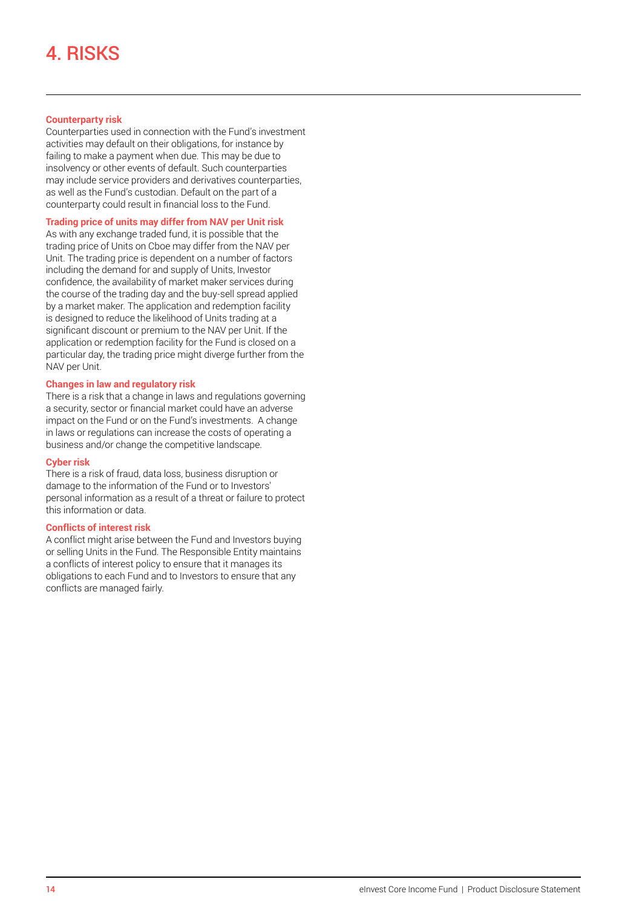# 4. RISKS

**Counterparty risk**

Counterparties used in connection with the Fund's investment activities may default on their obligations, for instance by failing to make a payment when due. This may be due to insolvency or other events of default. Such counterparties may include service providers and derivatives counterparties, as well as the Fund's custodian. Default on the part of a counterparty could result in financial loss to the Fund.

**Trading price of units may differ from NAV per Unit risk**

As with any exchange traded fund, it is possible that the trading price of Units on Cboe may differ from the NAV per Unit. The trading price is dependent on a number of factors including the demand for and supply of Units, Investor confidence, the availability of market maker services during the course of the trading day and the buy-sell spread applied by a market maker. The application and redemption facility is designed to reduce the likelihood of Units trading at a significant discount or premium to the NAV per Unit. If the application or redemption facility for the Fund is closed on a particular day, the trading price might diverge further from the NAV per Unit.

**Changes in law and regulatory risk**

There is a risk that a change in laws and regulations governing a security, sector or financial market could have an adverse impact on the Fund or on the Fund's investments. A change in laws or regulations can increase the costs of operating a business and/or change the competitive landscape.

**Cyber risk**

There is a risk of fraud, data loss, business disruption or damage to the information of the Fund or to Investors' personal information as a result of a threat or failure to protect this information or data.

**Conflicts of interest risk**

A conflict might arise between the Fund and Investors buying or selling Units in the Fund. The Responsible Entity maintains a conflicts of interest policy to ensure that it manages its obligations to each Fund and to Investors to ensure that any conflicts are managed fairly.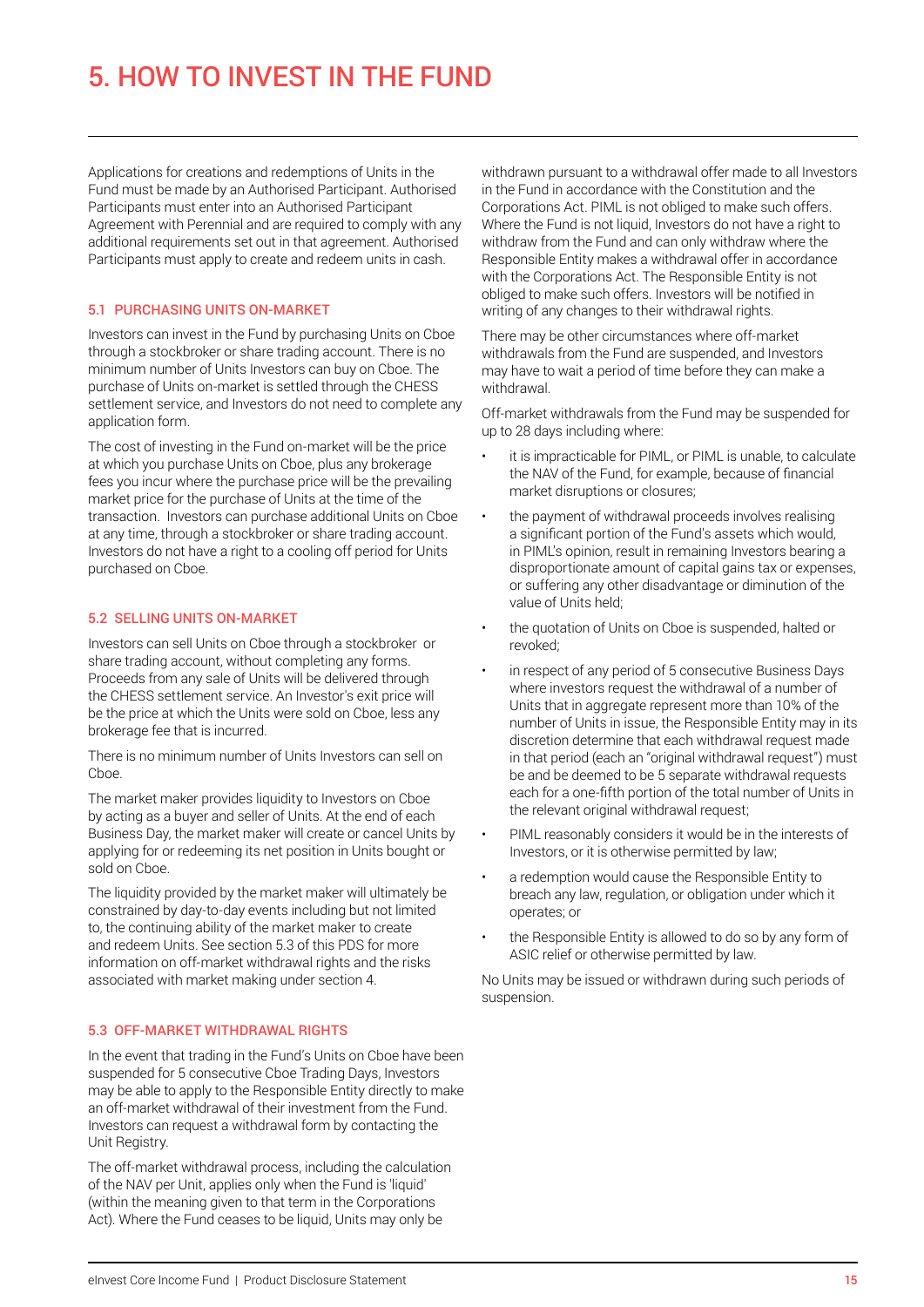# 5. HOW TO INVEST IN THE FUND

Applications for creations and redemptions of Units in the Fund must be made by an Authorised Participant. Authorised Participants must enter into an Authorised Participant Agreement with Perennial and are required to comply with any additional requirements set out in that agreement. Authorised Participants must apply to create and redeem units in cash.

## 5.1 PURCHASING UNITS ON-MARKET

Investors can invest in the Fund by purchasing Units on Cboe through a stockbroker or share trading account. There is no minimum number of Units Investors can buy on Cboe. The purchase of Units on-market is settled through the CHESS settlement service, and Investors do not need to complete any application form.

The cost of investing in the Fund on-market will be the price at which you purchase Units on Cboe, plus any brokerage fees you incur where the purchase price will be the prevailing market price for the purchase of Units at the time of the transaction. Investors can purchase additional Units on Cboe at any time, through a stockbroker or share trading account. Investors do not have a right to a cooling off period for Units purchased on Cboe.

## 5.2 SELLING UNITS ON-MARKET

Investors can sell Units on Cboe through a stockbroker or share trading account, without completing any forms. Proceeds from any sale of Units will be delivered through the CHESS settlement service. An Investor's exit price will be the price at which the Units were sold on Cboe, less any brokerage fee that is incurred.

There is no minimum number of Units Investors can sell on Cboe.

The market maker provides liquidity to Investors on Cboe by acting as a buyer and seller of Units. At the end of each Business Day, the market maker will create or cancel Units by applying for or redeeming its net position in Units bought or sold on Cboe.

The liquidity provided by the market maker will ultimately be constrained by day-to-day events including but not limited to, the continuing ability of the market maker to create and redeem Units. See section 5.3 of this PDS for more information on off-market withdrawal rights and the risks associated with market making under section 4.

## 5.3 OFF-MARKET WITHDRAWAL RIGHTS

In the event that trading in the Fund's Units on Cboe have been suspended for 5 consecutive Cboe Trading Days, Investors may be able to apply to the Responsible Entity directly to make an off-market withdrawal of their investment from the Fund. Investors can request a withdrawal form by contacting the Unit Registry.

The off-market withdrawal process, including the calculation of the NAV per Unit, applies only when the Fund is 'liquid' (within the meaning given to that term in the Corporations Act). Where the Fund ceases to be liquid, Units may only be withdrawn pursuant to a withdrawal offer made to all Investors in the Fund in accordance with the Constitution and the Corporations Act. PIML is not obliged to make such offers. Where the Fund is not liquid, Investors do not have a right to withdraw from the Fund and can only withdraw where the Responsible Entity makes a withdrawal offer in accordance with the Corporations Act. The Responsible Entity is not obliged to make such offers. Investors will be notified in writing of any changes to their withdrawal rights.

There may be other circumstances where off-market withdrawals from the Fund are suspended, and Investors may have to wait a period of time before they can make a withdrawal.

Off-market withdrawals from the Fund may be suspended for up to 28 days including where:

- it is impracticable for PIML, or PIML is unable, to calculate the NAV of the Fund, for example, because of financial market disruptions or closures;
- the payment of withdrawal proceeds involves realising a significant portion of the Fund's assets which would, in PIML's opinion, result in remaining Investors bearing a disproportionate amount of capital gains tax or expenses, or suffering any other disadvantage or diminution of the value of Units held;
- the quotation of Units on Cboe is suspended, halted or revoked;
- in respect of any period of 5 consecutive Business Days where investors request the withdrawal of a number of Units that in aggregate represent more than 10% of the number of Units in issue, the Responsible Entity may in its discretion determine that each withdrawal request made in that period (each an "original withdrawal request") must be and be deemed to be 5 separate withdrawal requests each for a one-fifth portion of the total number of Units in the relevant original withdrawal request;
- PIML reasonably considers it would be in the interests of Investors, or it is otherwise permitted by law;
- a redemption would cause the Responsible Entity to breach any law, regulation, or obligation under which it operates; or
- the Responsible Entity is allowed to do so by any form of ASIC relief or otherwise permitted by law.

No Units may be issued or withdrawn during such periods of suspension.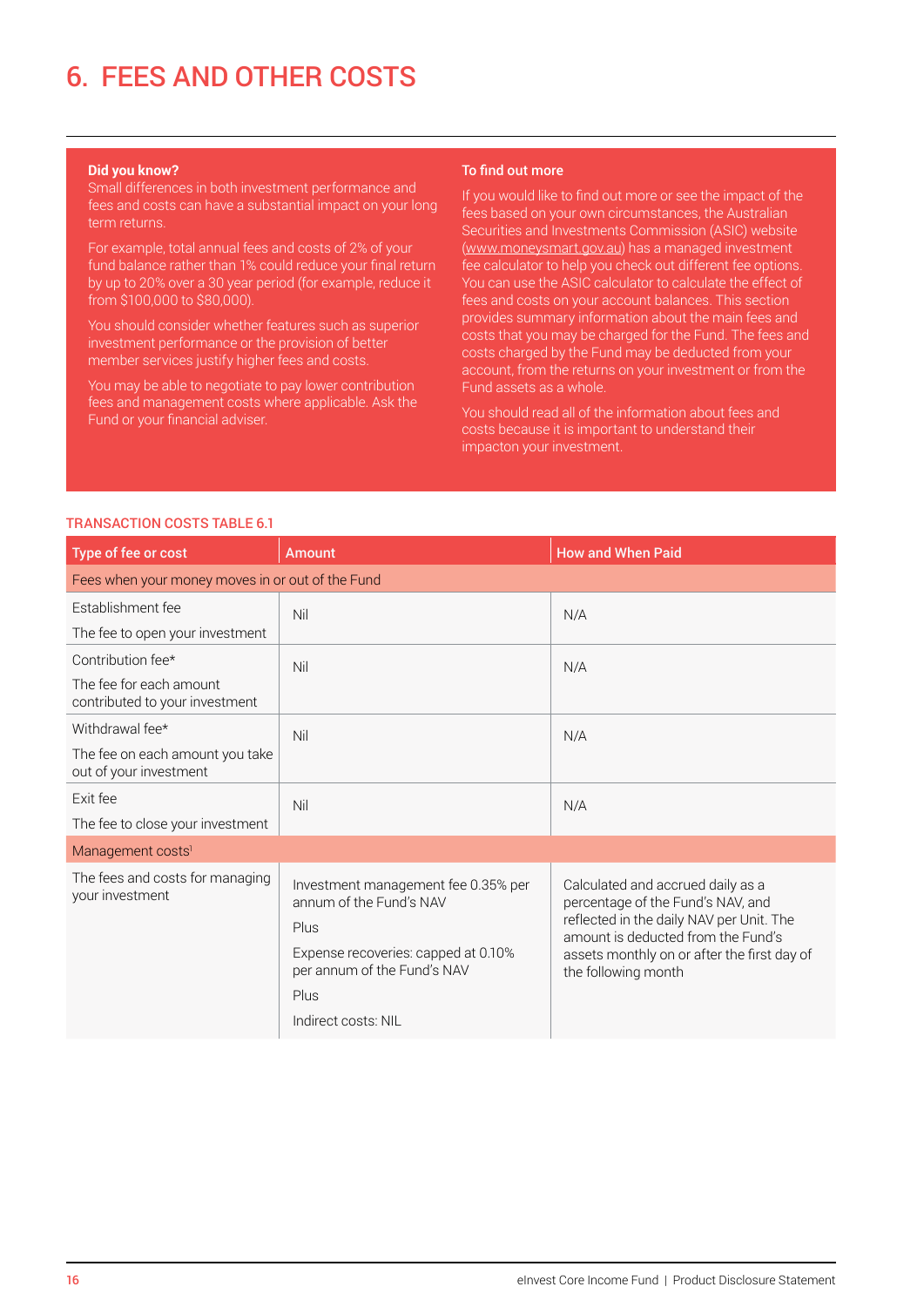# 6. FEES AND OTHER COSTS

**Did you know?**

Small differences in both investment performance and fees and costs can have a substantial impact on your long term returns.

For example, total annual fees and costs of 2% of your fund balance rather than 1% could reduce your final return by up to 20% over a 30 year period (for example, reduce it from $100,000 to $80,000).

You should consider whether features such as superior investment performance or the provision of better member services justify higher fees and costs.

You may be able to negotiate to pay lower contribution fees and management costs where applicable. Ask the Fund or your financial adviser.

**To find out more**

If you would like to find out more or see the impact of the fees based on your own circumstances, the Australian Securities and Investments Commission (ASIC) website (www.moneysmart.gov.au) has a managed investment fee calculator to help you check out different fee options. You can use the ASIC calculator to calculate the effect of fees and costs on your account balances. This section provides summary information about the main fees and costs that you may be charged for the Fund. The fees and costs charged by the Fund may be deducted from your account, from the returns on your investment or from the Fund assets as a whole.

You should read all of the information about fees and costs because it is important to understand their impacton your investment.

## TRANSACTION COSTS TABLE 6.1

| Type of fee or cost | Amount | How and When Paid |
|---|---|---|
| **Fees when your money moves in or out of the Fund** | | |
| Establishment fee<br>The fee to open your investment | Nil | N/A |
| Contribution fee*<br>The fee for each amount contributed to your investment | Nil | N/A |
| Withdrawal fee*<br>The fee on each amount you take out of your investment | Nil | N/A |
| Exit fee<br>The fee to close your investment | Nil | N/A |
| **Management costs[1]** | | |
| The fees and costs for managing your investment | Investment management fee 0.35% per annum of the Fund's NAV<br>Plus<br>Expense recoveries: capped at 0.10% per annum of the Fund's NAV<br>Plus<br>Indirect costs: NIL | Calculated and accrued daily as a percentage of the Fund's NAV, and reflected in the daily NAV per Unit. The amount is deducted from the Fund's assets monthly on or after the first day of the following month |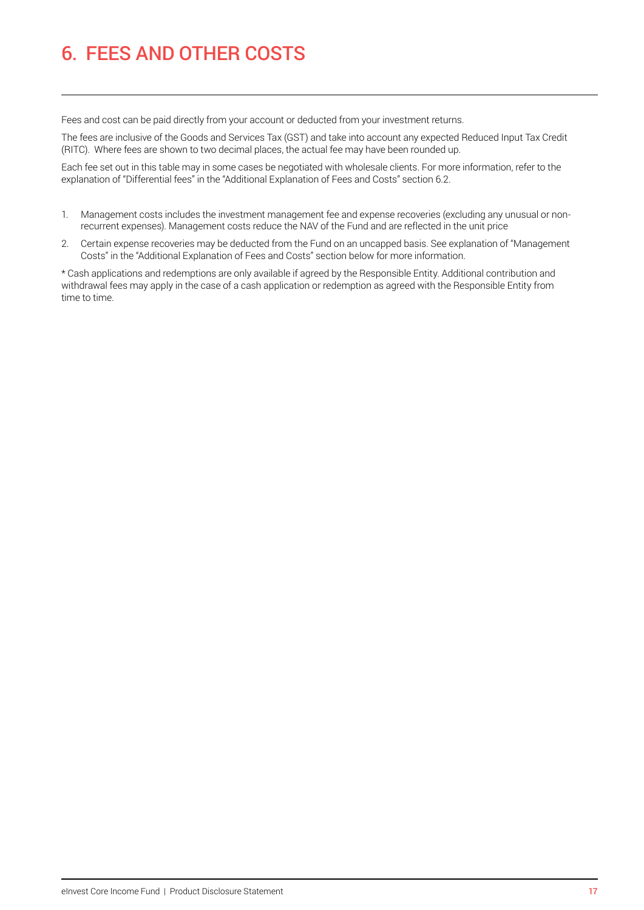# 6. FEES AND OTHER COSTS

Fees and cost can be paid directly from your account or deducted from your investment returns.

The fees are inclusive of the Goods and Services Tax (GST) and take into account any expected Reduced Input Tax Credit (RITC). Where fees are shown to two decimal places, the actual fee may have been rounded up.

Each fee set out in this table may in some cases be negotiated with wholesale clients. For more information, refer to the explanation of "Differential fees" in the "Additional Explanation of Fees and Costs" section 6.2.

1. Management costs includes the investment management fee and expense recoveries (excluding any unusual or non-recurrent expenses). Management costs reduce the NAV of the Fund and are reflected in the unit price
2. Certain expense recoveries may be deducted from the Fund on an uncapped basis. See explanation of "Management Costs" in the "Additional Explanation of Fees and Costs" section below for more information.

* Cash applications and redemptions are only available if agreed by the Responsible Entity. Additional contribution and withdrawal fees may apply in the case of a cash application or redemption as agreed with the Responsible Entity from time to time.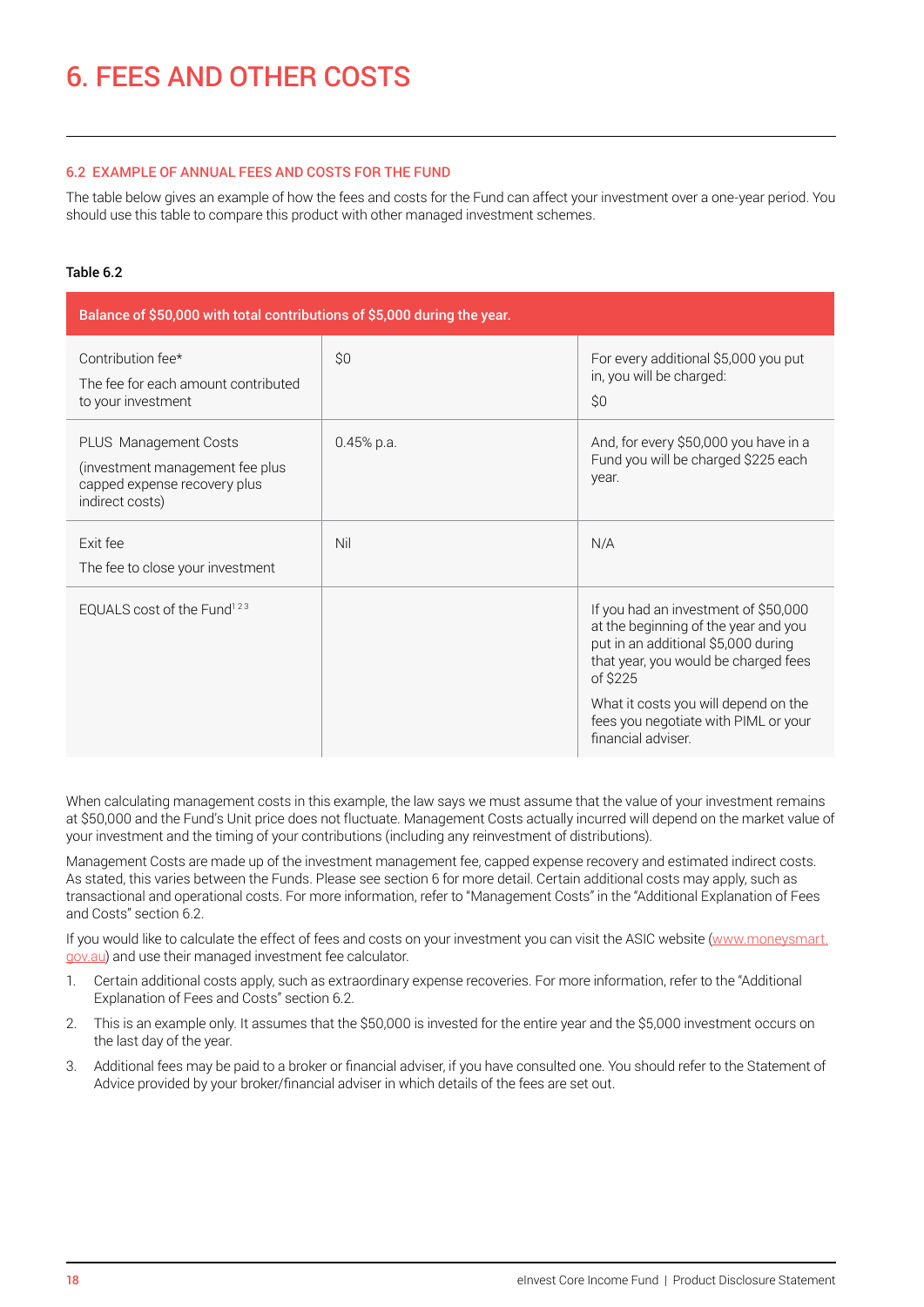# 6. FEES AND OTHER COSTS

### 6.2 EXAMPLE OF ANNUAL FEES AND COSTS FOR THE FUND

The table below gives an example of how the fees and costs for the Fund can affect your investment over a one-year period. You should use this table to compare this product with other managed investment schemes.

**Table 6.2**

| Balance of $50,000 with total contributions of $5,000 during the year. | | |
|---|---|---|
| Contribution fee*<br>The fee for each amount contributed to your investment | $0 | For every additional $5,000 you put in, you will be charged:<br>$0 |
| PLUS Management Costs<br>(investment management fee plus capped expense recovery plus indirect costs) | 0.45% p.a. | And, for every $50,000 you have in a Fund you will be charged $225 each year. |
| Exit fee<br>The fee to close your investment | Nil | N/A |
| EQUALS cost of the Fund[1 2 3] | | If you had an investment of $50,000 at the beginning of the year and you put in an additional $5,000 during that year, you would be charged fees of $225<br>What it costs you will depend on the fees you negotiate with PIML or your financial adviser. |

When calculating management costs in this example, the law says we must assume that the value of your investment remains at $50,000 and the Fund's Unit price does not fluctuate. Management Costs actually incurred will depend on the market value of your investment and the timing of your contributions (including any reinvestment of distributions).

Management Costs are made up of the investment management fee, capped expense recovery and estimated indirect costs. As stated, this varies between the Funds. Please see section 6 for more detail. Certain additional costs may apply, such as transactional and operational costs. For more information, refer to "Management Costs" in the "Additional Explanation of Fees and Costs" section 6.2.

If you would like to calculate the effect of fees and costs on your investment you can visit the ASIC website (www.moneysmart.gov.au) and use their managed investment fee calculator.

1. Certain additional costs apply, such as extraordinary expense recoveries. For more information, refer to the "Additional Explanation of Fees and Costs" section 6.2.
2. This is an example only. It assumes that the $50,000 is invested for the entire year and the $5,000 investment occurs on the last day of the year.
3. Additional fees may be paid to a broker or financial adviser, if you have consulted one. You should refer to the Statement of Advice provided by your broker/financial adviser in which details of the fees are set out.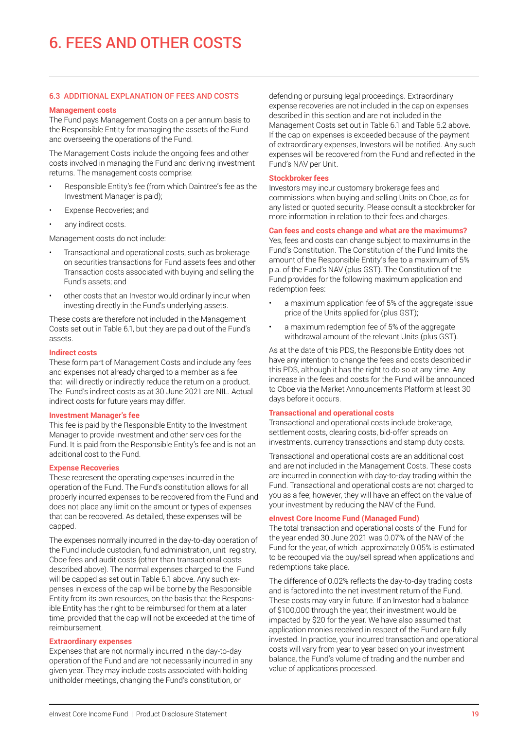# 6. FEES AND OTHER COSTS

### 6.3 ADDITIONAL EXPLANATION OF FEES AND COSTS

#### Management costs

The Fund pays Management Costs on a per annum basis to the Responsible Entity for managing the assets of the Fund and overseeing the operations of the Fund.

The Management Costs include the ongoing fees and other costs involved in managing the Fund and deriving investment returns. The management costs comprise:

- Responsible Entity's fee (from which Daintree's fee as the Investment Manager is paid);
- Expense Recoveries; and
- any indirect costs.

Management costs do not include:

- Transactional and operational costs, such as brokerage on securities transactions for Fund assets fees and other Transaction costs associated with buying and selling the Fund's assets; and
- other costs that an Investor would ordinarily incur when investing directly in the Fund's underlying assets.

These costs are therefore not included in the Management Costs set out in Table 6.1, but they are paid out of the Fund's assets.

#### Indirect costs

These form part of Management Costs and include any fees and expenses not already charged to a member as a fee that will directly or indirectly reduce the return on a product. The Fund's indirect costs as at 30 June 2021 are NIL. Actual indirect costs for future years may differ.

#### Investment Manager's fee

This fee is paid by the Responsible Entity to the Investment Manager to provide investment and other services for the Fund. It is paid from the Responsible Entity's fee and is not an additional cost to the Fund.

#### Expense Recoveries

These represent the operating expenses incurred in the operation of the Fund. The Fund's constitution allows for all properly incurred expenses to be recovered from the Fund and does not place any limit on the amount or types of expenses that can be recovered. As detailed, these expenses will be capped.

The expenses normally incurred in the day-to-day operation of the Fund include custodian, fund administration, unit registry, Cboe fees and audit costs (other than transactional costs described above). The normal expenses charged to the Fund will be capped as set out in Table 6.1 above. Any such expenses in excess of the cap will be borne by the Responsible Entity from its own resources, on the basis that the Responsible Entity has the right to be reimbursed for them at a later time, provided that the cap will not be exceeded at the time of reimbursement.

#### Extraordinary expenses

Expenses that are not normally incurred in the day-to-day operation of the Fund and are not necessarily incurred in any given year. They may include costs associated with holding unitholder meetings, changing the Fund's constitution, or defending or pursuing legal proceedings. Extraordinary expense recoveries are not included in the cap on expenses described in this section and are not included in the Management Costs set out in Table 6.1 and Table 6.2 above. If the cap on expenses is exceeded because of the payment of extraordinary expenses, Investors will be notified. Any such expenses will be recovered from the Fund and reflected in the Fund's NAV per Unit.

#### Stockbroker fees

Investors may incur customary brokerage fees and commissions when buying and selling Units on Cboe, as for any listed or quoted security. Please consult a stockbroker for more information in relation to their fees and charges.

#### Can fees and costs change and what are the maximums?

Yes, fees and costs can change subject to maximums in the Fund's Constitution. The Constitution of the Fund limits the amount of the Responsible Entity's fee to a maximum of 5% p.a. of the Fund's NAV (plus GST). The Constitution of the Fund provides for the following maximum application and redemption fees:

- a maximum application fee of 5% of the aggregate issue price of the Units applied for (plus GST);
- a maximum redemption fee of 5% of the aggregate withdrawal amount of the relevant Units (plus GST).

As at the date of this PDS, the Responsible Entity does not have any intention to change the fees and costs described in this PDS, although it has the right to do so at any time. Any increase in the fees and costs for the Fund will be announced to Cboe via the Market Announcements Platform at least 30 days before it occurs.

#### Transactional and operational costs

Transactional and operational costs include brokerage, settlement costs, clearing costs, bid-offer spreads on investments, currency transactions and stamp duty costs.

Transactional and operational costs are an additional cost and are not included in the Management Costs. These costs are incurred in connection with day-to-day trading within the Fund. Transactional and operational costs are not charged to you as a fee; however, they will have an effect on the value of your investment by reducing the NAV of the Fund.

#### eInvest Core Income Fund (Managed Fund)

The total transaction and operational costs of the Fund for the year ended 30 June 2021 was 0.07% of the NAV of the Fund for the year, of which approximately 0.05% is estimated to be recouped via the buy/sell spread when applications and redemptions take place.

The difference of 0.02% reflects the day-to-day trading costs and is factored into the net investment return of the Fund. These costs may vary in future. If an Investor had a balance of $100,000 through the year, their investment would be impacted by $20 for the year. We have also assumed that application monies received in respect of the Fund are fully invested. In practice, your incurred transaction and operational costs will vary from year to year based on your investment balance, the Fund's volume of trading and the number and value of applications processed.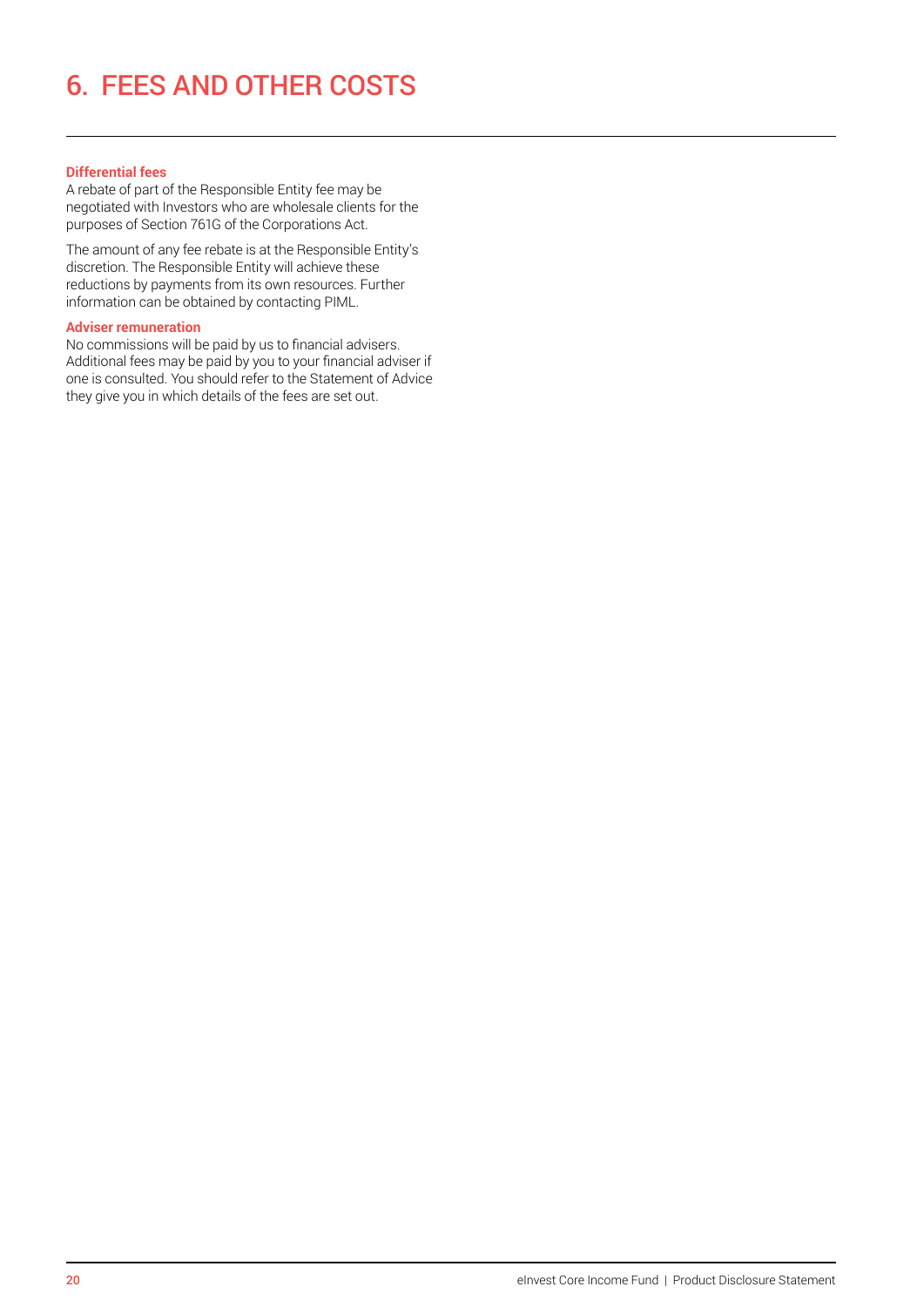# 6. FEES AND OTHER COSTS

**Differential fees**

A rebate of part of the Responsible Entity fee may be negotiated with Investors who are wholesale clients for the purposes of Section 761G of the Corporations Act.

The amount of any fee rebate is at the Responsible Entity's discretion. The Responsible Entity will achieve these reductions by payments from its own resources. Further information can be obtained by contacting PIML.

**Adviser remuneration**

No commissions will be paid by us to financial advisers. Additional fees may be paid by you to your financial adviser if one is consulted. You should refer to the Statement of Advice they give you in which details of the fees are set out.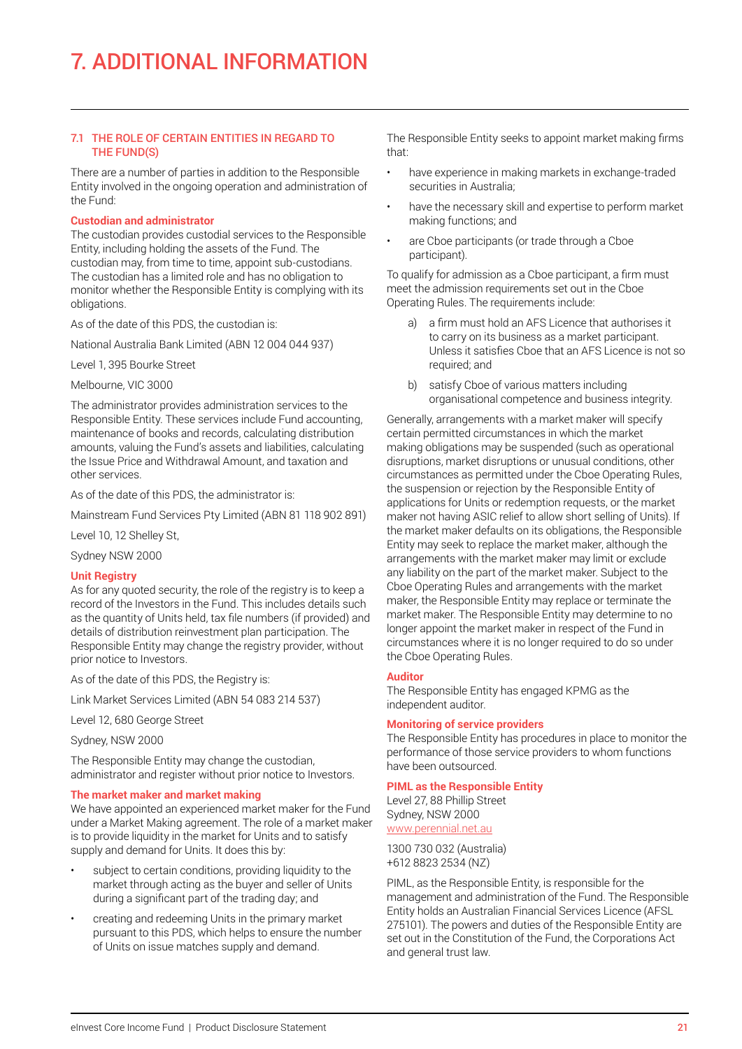# 7. ADDITIONAL INFORMATION

## 7.1 THE ROLE OF CERTAIN ENTITIES IN REGARD TO THE FUND(S)

There are a number of parties in addition to the Responsible Entity involved in the ongoing operation and administration of the Fund:

### Custodian and administrator

The custodian provides custodial services to the Responsible Entity, including holding the assets of the Fund. The custodian may, from time to time, appoint sub-custodians. The custodian has a limited role and has no obligation to monitor whether the Responsible Entity is complying with its obligations.

As of the date of this PDS, the custodian is:

National Australia Bank Limited (ABN 12 004 044 937)

Level 1, 395 Bourke Street

Melbourne, VIC 3000

The administrator provides administration services to the Responsible Entity. These services include Fund accounting, maintenance of books and records, calculating distribution amounts, valuing the Fund's assets and liabilities, calculating the Issue Price and Withdrawal Amount, and taxation and other services.

As of the date of this PDS, the administrator is:

Mainstream Fund Services Pty Limited (ABN 81 118 902 891)

Level 10, 12 Shelley St,

Sydney NSW 2000

### Unit Registry

As for any quoted security, the role of the registry is to keep a record of the Investors in the Fund. This includes details such as the quantity of Units held, tax file numbers (if provided) and details of distribution reinvestment plan participation. The Responsible Entity may change the registry provider, without prior notice to Investors.

As of the date of this PDS, the Registry is:

Link Market Services Limited (ABN 54 083 214 537)

Level 12, 680 George Street

Sydney, NSW 2000

The Responsible Entity may change the custodian, administrator and register without prior notice to Investors.

### The market maker and market making

We have appointed an experienced market maker for the Fund under a Market Making agreement. The role of a market maker is to provide liquidity in the market for Units and to satisfy supply and demand for Units. It does this by:

- subject to certain conditions, providing liquidity to the market through acting as the buyer and seller of Units during a significant part of the trading day; and
- creating and redeeming Units in the primary market pursuant to this PDS, which helps to ensure the number of Units on issue matches supply and demand.

The Responsible Entity seeks to appoint market making firms that:

- have experience in making markets in exchange-traded securities in Australia;
- have the necessary skill and expertise to perform market making functions; and
- are Cboe participants (or trade through a Cboe participant).

To qualify for admission as a Cboe participant, a firm must meet the admission requirements set out in the Cboe Operating Rules. The requirements include:

a) a firm must hold an AFS Licence that authorises it to carry on its business as a market participant. Unless it satisfies Cboe that an AFS Licence is not so required; and

b) satisfy Cboe of various matters including organisational competence and business integrity.

Generally, arrangements with a market maker will specify certain permitted circumstances in which the market making obligations may be suspended (such as operational disruptions, market disruptions or unusual conditions, other circumstances as permitted under the Cboe Operating Rules, the suspension or rejection by the Responsible Entity of applications for Units or redemption requests, or the market maker not having ASIC relief to allow short selling of Units). If the market maker defaults on its obligations, the Responsible Entity may seek to replace the market maker, although the arrangements with the market maker may limit or exclude any liability on the part of the market maker. Subject to the Cboe Operating Rules and arrangements with the market maker, the Responsible Entity may replace or terminate the market maker. The Responsible Entity may determine to no longer appoint the market maker in respect of the Fund in circumstances where it is no longer required to do so under the Cboe Operating Rules.

### Auditor

The Responsible Entity has engaged KPMG as the independent auditor.

### Monitoring of service providers

The Responsible Entity has procedures in place to monitor the performance of those service providers to whom functions have been outsourced.

### PIML as the Responsible Entity

Level 27, 88 Phillip Street
Sydney, NSW 2000
www.perennial.net.au

1300 730 032 (Australia)
+612 8823 2534 (NZ)

PIML, as the Responsible Entity, is responsible for the management and administration of the Fund. The Responsible Entity holds an Australian Financial Services Licence (AFSL 275101). The powers and duties of the Responsible Entity are set out in the Constitution of the Fund, the Corporations Act and general trust law.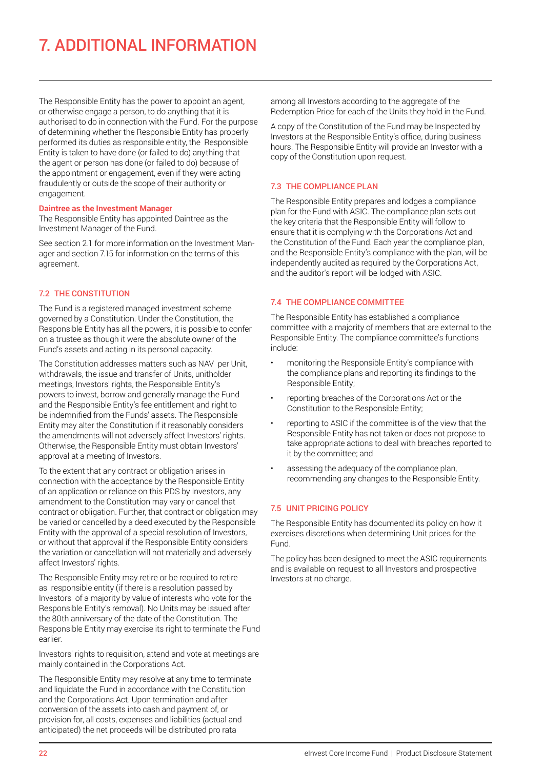# 7. ADDITIONAL INFORMATION

The Responsible Entity has the power to appoint an agent, or otherwise engage a person, to do anything that it is authorised to do in connection with the Fund. For the purpose of determining whether the Responsible Entity has properly performed its duties as responsible entity, the Responsible Entity is taken to have done (or failed to do) anything that the agent or person has done (or failed to do) because of the appointment or engagement, even if they were acting fraudulently or outside the scope of their authority or engagement.

**Daintree as the Investment Manager**

The Responsible Entity has appointed Daintree as the Investment Manager of the Fund.

See section 2.1 for more information on the Investment Manager and section 7.15 for information on the terms of this agreement.

## 7.2 THE CONSTITUTION

The Fund is a registered managed investment scheme governed by a Constitution. Under the Constitution, the Responsible Entity has all the powers, it is possible to confer on a trustee as though it were the absolute owner of the Fund's assets and acting in its personal capacity.

The Constitution addresses matters such as NAV per Unit, withdrawals, the issue and transfer of Units, unitholder meetings, Investors' rights, the Responsible Entity's powers to invest, borrow and generally manage the Fund and the Responsible Entity's fee entitlement and right to be indemnified from the Funds' assets. The Responsible Entity may alter the Constitution if it reasonably considers the amendments will not adversely affect Investors' rights. Otherwise, the Responsible Entity must obtain Investors' approval at a meeting of Investors.

To the extent that any contract or obligation arises in connection with the acceptance by the Responsible Entity of an application or reliance on this PDS by Investors, any amendment to the Constitution may vary or cancel that contract or obligation. Further, that contract or obligation may be varied or cancelled by a deed executed by the Responsible Entity with the approval of a special resolution of Investors, or without that approval if the Responsible Entity considers the variation or cancellation will not materially and adversely affect Investors' rights.

The Responsible Entity may retire or be required to retire as responsible entity (if there is a resolution passed by Investors of a majority by value of interests who vote for the Responsible Entity's removal). No Units may be issued after the 80th anniversary of the date of the Constitution. The Responsible Entity may exercise its right to terminate the Fund earlier.

Investors' rights to requisition, attend and vote at meetings are mainly contained in the Corporations Act.

The Responsible Entity may resolve at any time to terminate and liquidate the Fund in accordance with the Constitution and the Corporations Act. Upon termination and after conversion of the assets into cash and payment of, or provision for, all costs, expenses and liabilities (actual and anticipated) the net proceeds will be distributed pro rata among all Investors according to the aggregate of the Redemption Price for each of the Units they hold in the Fund.

A copy of the Constitution of the Fund may be Inspected by Investors at the Responsible Entity's office, during business hours. The Responsible Entity will provide an Investor with a copy of the Constitution upon request.

## 7.3 THE COMPLIANCE PLAN

The Responsible Entity prepares and lodges a compliance plan for the Fund with ASIC. The compliance plan sets out the key criteria that the Responsible Entity will follow to ensure that it is complying with the Corporations Act and the Constitution of the Fund. Each year the compliance plan, and the Responsible Entity's compliance with the plan, will be independently audited as required by the Corporations Act, and the auditor's report will be lodged with ASIC.

## 7.4 THE COMPLIANCE COMMITTEE

The Responsible Entity has established a compliance committee with a majority of members that are external to the Responsible Entity. The compliance committee's functions include:

- monitoring the Responsible Entity's compliance with the compliance plans and reporting its findings to the Responsible Entity;
- reporting breaches of the Corporations Act or the Constitution to the Responsible Entity;
- reporting to ASIC if the committee is of the view that the Responsible Entity has not taken or does not propose to take appropriate actions to deal with breaches reported to it by the committee; and
- assessing the adequacy of the compliance plan, recommending any changes to the Responsible Entity.

## 7.5 UNIT PRICING POLICY

The Responsible Entity has documented its policy on how it exercises discretions when determining Unit prices for the Fund.

The policy has been designed to meet the ASIC requirements and is available on request to all Investors and prospective Investors at no charge.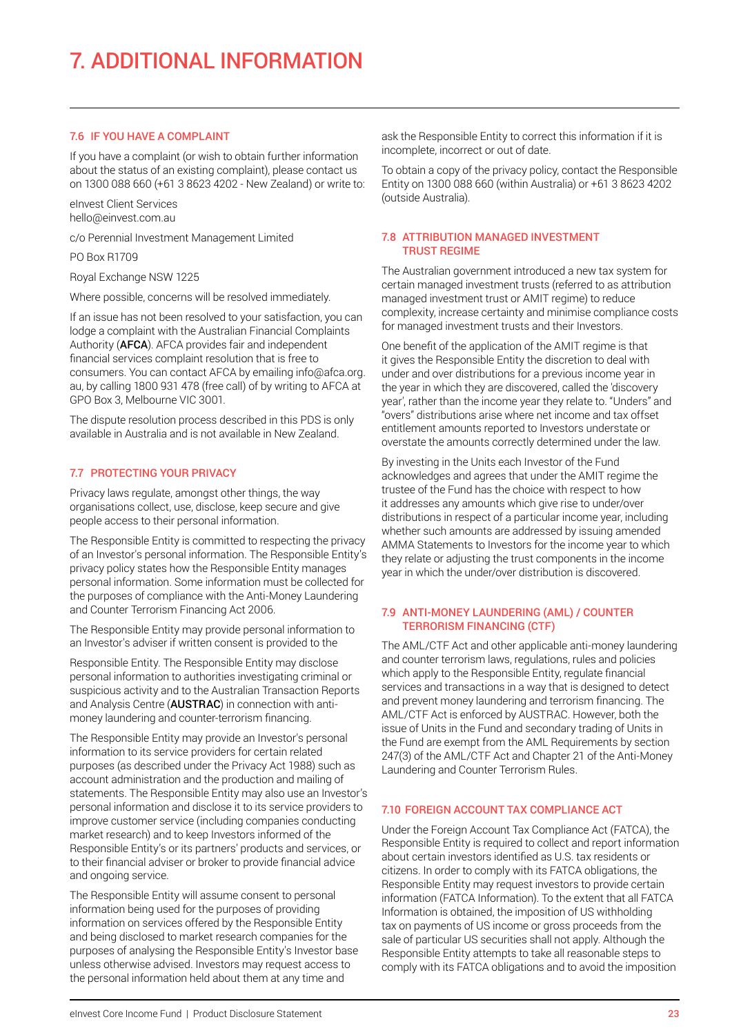# 7. ADDITIONAL INFORMATION

### 7.6 IF YOU HAVE A COMPLAINT

If you have a complaint (or wish to obtain further information about the status of an existing complaint), please contact us on 1300 088 660 (+61 3 8623 4202 - New Zealand) or write to:

eInvest Client Services
hello@einvest.com.au

c/o Perennial Investment Management Limited

PO Box R1709

Royal Exchange NSW 1225

Where possible, concerns will be resolved immediately.

If an issue has not been resolved to your satisfaction, you can lodge a complaint with the Australian Financial Complaints Authority (**AFCA**). AFCA provides fair and independent financial services complaint resolution that is free to consumers. You can contact AFCA by emailing info@afca.org.au, by calling 1800 931 478 (free call) of by writing to AFCA at GPO Box 3, Melbourne VIC 3001.

The dispute resolution process described in this PDS is only available in Australia and is not available in New Zealand.

### 7.7 PROTECTING YOUR PRIVACY

Privacy laws regulate, amongst other things, the way organisations collect, use, disclose, keep secure and give people access to their personal information.

The Responsible Entity is committed to respecting the privacy of an Investor's personal information. The Responsible Entity's privacy policy states how the Responsible Entity manages personal information. Some information must be collected for the purposes of compliance with the Anti-Money Laundering and Counter Terrorism Financing Act 2006.

The Responsible Entity may provide personal information to an Investor's adviser if written consent is provided to the Responsible Entity. The Responsible Entity may disclose personal information to authorities investigating criminal or suspicious activity and to the Australian Transaction Reports and Analysis Centre (**AUSTRAC**) in connection with anti-money laundering and counter-terrorism financing.

The Responsible Entity may provide an Investor's personal information to its service providers for certain related purposes (as described under the Privacy Act 1988) such as account administration and the production and mailing of statements. The Responsible Entity may also use an Investor's personal information and disclose it to its service providers to improve customer service (including companies conducting market research) and to keep Investors informed of the Responsible Entity's or its partners' products and services, or to their financial adviser or broker to provide financial advice and ongoing service.

The Responsible Entity will assume consent to personal information being used for the purposes of providing information on services offered by the Responsible Entity and being disclosed to market research companies for the purposes of analysing the Responsible Entity's Investor base unless otherwise advised. Investors may request access to the personal information held about them at any time and ask the Responsible Entity to correct this information if it is incomplete, incorrect or out of date.

To obtain a copy of the privacy policy, contact the Responsible Entity on 1300 088 660 (within Australia) or +61 3 8623 4202 (outside Australia).

### 7.8 ATTRIBUTION MANAGED INVESTMENT TRUST REGIME

The Australian government introduced a new tax system for certain managed investment trusts (referred to as attribution managed investment trust or AMIT regime) to reduce complexity, increase certainty and minimise compliance costs for managed investment trusts and their Investors.

One benefit of the application of the AMIT regime is that it gives the Responsible Entity the discretion to deal with under and over distributions for a previous income year in the year in which they are discovered, called the 'discovery year', rather than the income year they relate to. "Unders" and "overs" distributions arise where net income and tax offset entitlement amounts reported to Investors understate or overstate the amounts correctly determined under the law.

By investing in the Units each Investor of the Fund acknowledges and agrees that under the AMIT regime the trustee of the Fund has the choice with respect to how it addresses any amounts which give rise to under/over distributions in respect of a particular income year, including whether such amounts are addressed by issuing amended AMMA Statements to Investors for the income year to which they relate or adjusting the trust components in the income year in which the under/over distribution is discovered.

### 7.9 ANTI-MONEY LAUNDERING (AML) / COUNTER TERRORISM FINANCING (CTF)

The AML/CTF Act and other applicable anti-money laundering and counter terrorism laws, regulations, rules and policies which apply to the Responsible Entity, regulate financial services and transactions in a way that is designed to detect and prevent money laundering and terrorism financing. The AML/CTF Act is enforced by AUSTRAC. However, both the issue of Units in the Fund and secondary trading of Units in the Fund are exempt from the AML Requirements by section 247(3) of the AML/CTF Act and Chapter 21 of the Anti-Money Laundering and Counter Terrorism Rules.

### 7.10 FOREIGN ACCOUNT TAX COMPLIANCE ACT

Under the Foreign Account Tax Compliance Act (FATCA), the Responsible Entity is required to collect and report information about certain investors identified as U.S. tax residents or citizens. In order to comply with its FATCA obligations, the Responsible Entity may request investors to provide certain information (FATCA Information). To the extent that all FATCA Information is obtained, the imposition of US withholding tax on payments of US income or gross proceeds from the sale of particular US securities shall not apply. Although the Responsible Entity attempts to take all reasonable steps to comply with its FATCA obligations and to avoid the imposition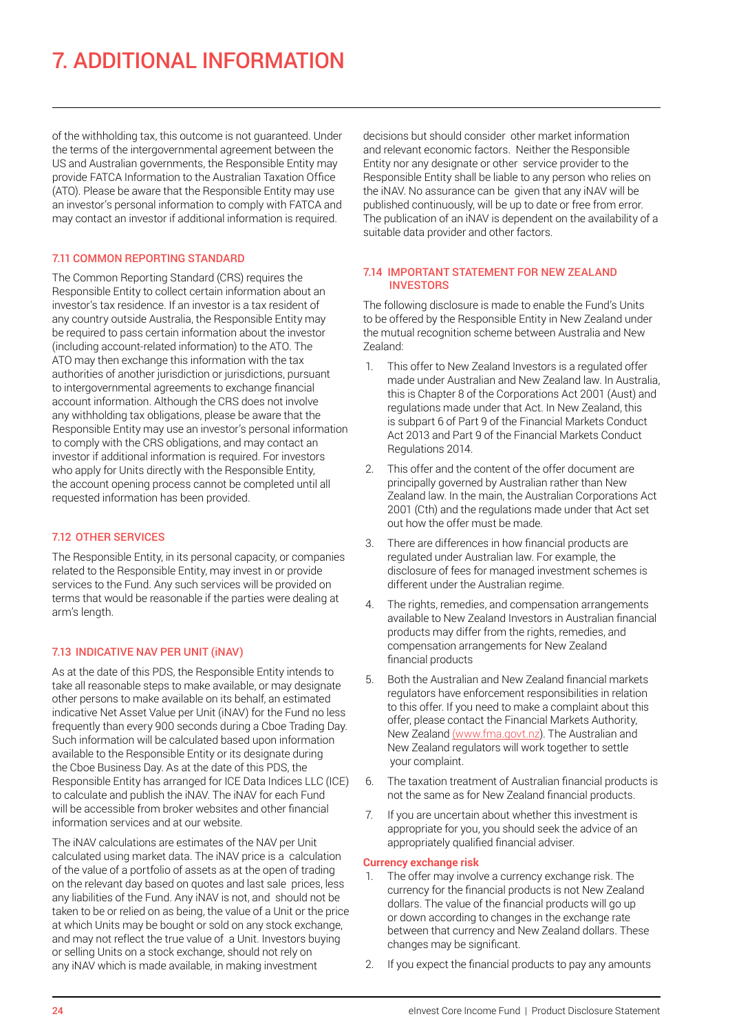# 7. ADDITIONAL INFORMATION

of the withholding tax, this outcome is not guaranteed. Under the terms of the intergovernmental agreement between the US and Australian governments, the Responsible Entity may provide FATCA Information to the Australian Taxation Office (ATO). Please be aware that the Responsible Entity may use an investor's personal information to comply with FATCA and may contact an investor if additional information is required.

### 7.11 COMMON REPORTING STANDARD

The Common Reporting Standard (CRS) requires the Responsible Entity to collect certain information about an investor's tax residence. If an investor is a tax resident of any country outside Australia, the Responsible Entity may be required to pass certain information about the investor (including account-related information) to the ATO. The ATO may then exchange this information with the tax authorities of another jurisdiction or jurisdictions, pursuant to intergovernmental agreements to exchange financial account information. Although the CRS does not involve any withholding tax obligations, please be aware that the Responsible Entity may use an investor's personal information to comply with the CRS obligations, and may contact an investor if additional information is required. For investors who apply for Units directly with the Responsible Entity, the account opening process cannot be completed until all requested information has been provided.

### 7.12 OTHER SERVICES

The Responsible Entity, in its personal capacity, or companies related to the Responsible Entity, may invest in or provide services to the Fund. Any such services will be provided on terms that would be reasonable if the parties were dealing at arm's length.

### 7.13 INDICATIVE NAV PER UNIT (iNAV)

As at the date of this PDS, the Responsible Entity intends to take all reasonable steps to make available, or may designate other persons to make available on its behalf, an estimated indicative Net Asset Value per Unit (iNAV) for the Fund no less frequently than every 900 seconds during a Cboe Trading Day. Such information will be calculated based upon information available to the Responsible Entity or its designate during the Cboe Business Day. As at the date of this PDS, the Responsible Entity has arranged for ICE Data Indices LLC (ICE) to calculate and publish the iNAV. The iNAV for each Fund will be accessible from broker websites and other financial information services and at our website.

The iNAV calculations are estimates of the NAV per Unit calculated using market data. The iNAV price is a calculation of the value of a portfolio of assets as at the open of trading on the relevant day based on quotes and last sale prices, less any liabilities of the Fund. Any iNAV is not, and should not be taken to be or relied on as being, the value of a Unit or the price at which Units may be bought or sold on any stock exchange, and may not reflect the true value of a Unit. Investors buying or selling Units on a stock exchange, should not rely on any iNAV which is made available, in making investment decisions but should consider other market information and relevant economic factors. Neither the Responsible Entity nor any designate or other service provider to the Responsible Entity shall be liable to any person who relies on the iNAV. No assurance can be given that any iNAV will be published continuously, will be up to date or free from error. The publication of an iNAV is dependent on the availability of a suitable data provider and other factors.

### 7.14 IMPORTANT STATEMENT FOR NEW ZEALAND INVESTORS

The following disclosure is made to enable the Fund's Units to be offered by the Responsible Entity in New Zealand under the mutual recognition scheme between Australia and New Zealand:

1. This offer to New Zealand Investors is a regulated offer made under Australian and New Zealand law. In Australia, this is Chapter 8 of the Corporations Act 2001 (Aust) and regulations made under that Act. In New Zealand, this is subpart 6 of Part 9 of the Financial Markets Conduct Act 2013 and Part 9 of the Financial Markets Conduct Regulations 2014.
2. This offer and the content of the offer document are principally governed by Australian rather than New Zealand law. In the main, the Australian Corporations Act 2001 (Cth) and the regulations made under that Act set out how the offer must be made.
3. There are differences in how financial products are regulated under Australian law. For example, the disclosure of fees for managed investment schemes is different under the Australian regime.
4. The rights, remedies, and compensation arrangements available to New Zealand Investors in Australian financial products may differ from the rights, remedies, and compensation arrangements for New Zealand financial products
5. Both the Australian and New Zealand financial markets regulators have enforcement responsibilities in relation to this offer. If you need to make a complaint about this offer, please contact the Financial Markets Authority, New Zealand (www.fma.govt.nz). The Australian and New Zealand regulators will work together to settle your complaint.
6. The taxation treatment of Australian financial products is not the same as for New Zealand financial products.
7. If you are uncertain about whether this investment is appropriate for you, you should seek the advice of an appropriately qualified financial adviser.

**Currency exchange risk**

1. The offer may involve a currency exchange risk. The currency for the financial products is not New Zealand dollars. The value of the financial products will go up or down according to changes in the exchange rate between that currency and New Zealand dollars. These changes may be significant.
2. If you expect the financial products to pay any amounts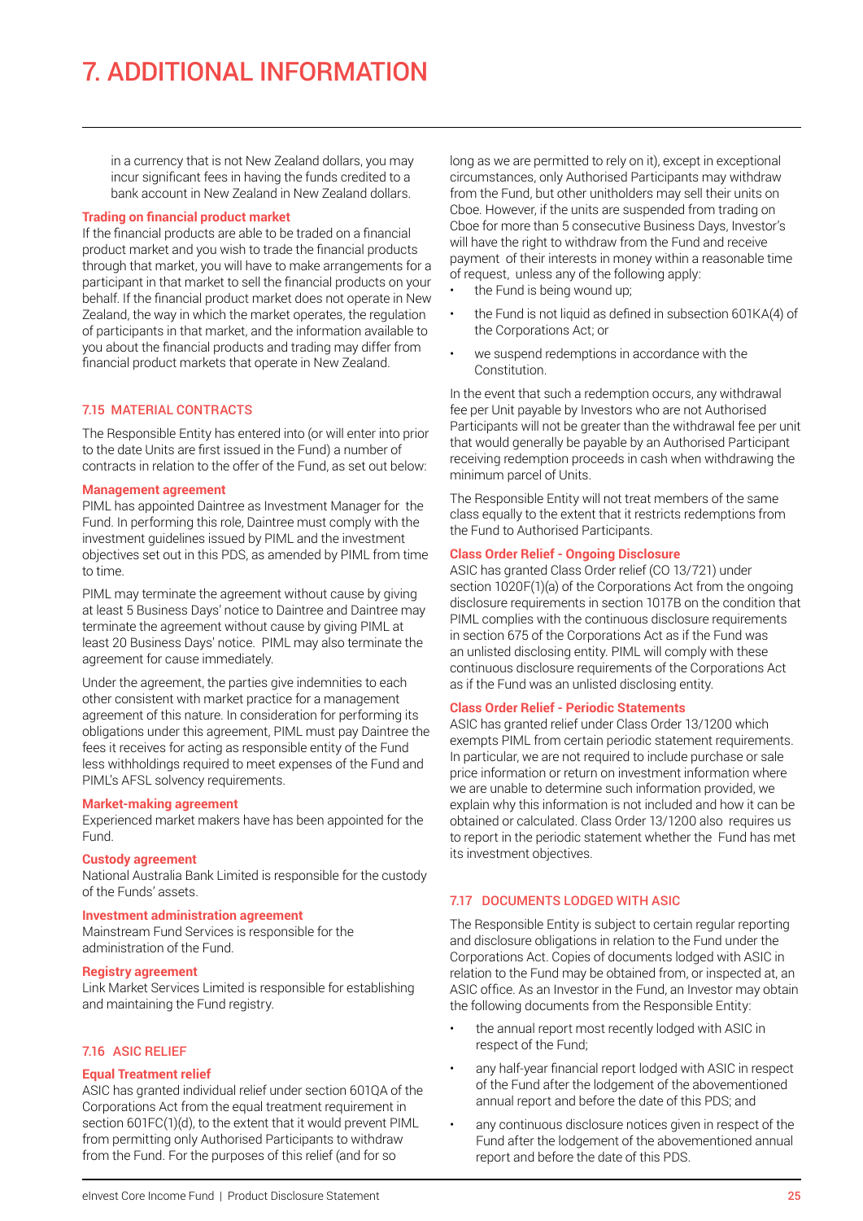# 7. ADDITIONAL INFORMATION

in a currency that is not New Zealand dollars, you may incur significant fees in having the funds credited to a bank account in New Zealand in New Zealand dollars.

**Trading on financial product market**

If the financial products are able to be traded on a financial product market and you wish to trade the financial products through that market, you will have to make arrangements for a participant in that market to sell the financial products on your behalf. If the financial product market does not operate in New Zealand, the way in which the market operates, the regulation of participants in that market, and the information available to you about the financial products and trading may differ from financial product markets that operate in New Zealand.

## 7.15 MATERIAL CONTRACTS

The Responsible Entity has entered into (or will enter into prior to the date Units are first issued in the Fund) a number of contracts in relation to the offer of the Fund, as set out below:

**Management agreement**

PIML has appointed Daintree as Investment Manager for the Fund. In performing this role, Daintree must comply with the investment guidelines issued by PIML and the investment objectives set out in this PDS, as amended by PIML from time to time.

PIML may terminate the agreement without cause by giving at least 5 Business Days' notice to Daintree and Daintree may terminate the agreement without cause by giving PIML at least 20 Business Days' notice. PIML may also terminate the agreement for cause immediately.

Under the agreement, the parties give indemnities to each other consistent with market practice for a management agreement of this nature. In consideration for performing its obligations under this agreement, PIML must pay Daintree the fees it receives for acting as responsible entity of the Fund less withholdings required to meet expenses of the Fund and PIML's AFSL solvency requirements.

**Market-making agreement**

Experienced market makers have has been appointed for the Fund.

**Custody agreement**

National Australia Bank Limited is responsible for the custody of the Funds' assets.

**Investment administration agreement**

Mainstream Fund Services is responsible for the administration of the Fund.

**Registry agreement**

Link Market Services Limited is responsible for establishing and maintaining the Fund registry.

## 7.16 ASIC RELIEF

**Equal Treatment relief**

ASIC has granted individual relief under section 601QA of the Corporations Act from the equal treatment requirement in section 601FC(1)(d), to the extent that it would prevent PIML from permitting only Authorised Participants to withdraw from the Fund. For the purposes of this relief (and for so long as we are permitted to rely on it), except in exceptional circumstances, only Authorised Participants may withdraw from the Fund, but other unitholders may sell their units on Cboe. However, if the units are suspended from trading on Cboe for more than 5 consecutive Business Days, Investor's will have the right to withdraw from the Fund and receive payment of their interests in money within a reasonable time of request, unless any of the following apply:

- the Fund is being wound up;
- the Fund is not liquid as defined in subsection 601KA(4) of the Corporations Act; or
- we suspend redemptions in accordance with the Constitution.

In the event that such a redemption occurs, any withdrawal fee per Unit payable by Investors who are not Authorised Participants will not be greater than the withdrawal fee per unit that would generally be payable by an Authorised Participant receiving redemption proceeds in cash when withdrawing the minimum parcel of Units.

The Responsible Entity will not treat members of the same class equally to the extent that it restricts redemptions from the Fund to Authorised Participants.

**Class Order Relief - Ongoing Disclosure**

ASIC has granted Class Order relief (CO 13/721) under section 1020F(1)(a) of the Corporations Act from the ongoing disclosure requirements in section 1017B on the condition that PIML complies with the continuous disclosure requirements in section 675 of the Corporations Act as if the Fund was an unlisted disclosing entity. PIML will comply with these continuous disclosure requirements of the Corporations Act as if the Fund was an unlisted disclosing entity.

**Class Order Relief - Periodic Statements**

ASIC has granted relief under Class Order 13/1200 which exempts PIML from certain periodic statement requirements. In particular, we are not required to include purchase or sale price information or return on investment information where we are unable to determine such information provided, we explain why this information is not included and how it can be obtained or calculated. Class Order 13/1200 also requires us to report in the periodic statement whether the Fund has met its investment objectives.

## 7.17 DOCUMENTS LODGED WITH ASIC

The Responsible Entity is subject to certain regular reporting and disclosure obligations in relation to the Fund under the Corporations Act. Copies of documents lodged with ASIC in relation to the Fund may be obtained from, or inspected at, an ASIC office. As an Investor in the Fund, an Investor may obtain the following documents from the Responsible Entity:

- the annual report most recently lodged with ASIC in respect of the Fund;
- any half-year financial report lodged with ASIC in respect of the Fund after the lodgement of the abovementioned annual report and before the date of this PDS; and
- any continuous disclosure notices given in respect of the Fund after the lodgement of the abovementioned annual report and before the date of this PDS.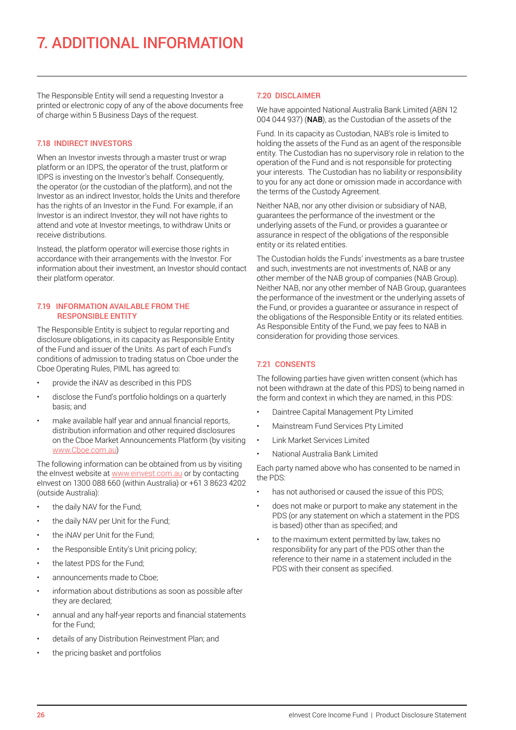# 7. ADDITIONAL INFORMATION

The Responsible Entity will send a requesting Investor a printed or electronic copy of any of the above documents free of charge within 5 Business Days of the request.

### 7.18 INDIRECT INVESTORS

When an Investor invests through a master trust or wrap platform or an IDPS, the operator of the trust, platform or IDPS is investing on the Investor's behalf. Consequently, the operator (or the custodian of the platform), and not the Investor as an indirect Investor, holds the Units and therefore has the rights of an Investor in the Fund. For example, if an Investor is an indirect Investor, they will not have rights to attend and vote at Investor meetings, to withdraw Units or receive distributions.

Instead, the platform operator will exercise those rights in accordance with their arrangements with the Investor. For information about their investment, an Investor should contact their platform operator.

### 7.19 INFORMATION AVAILABLE FROM THE RESPONSIBLE ENTITY

The Responsible Entity is subject to regular reporting and disclosure obligations, in its capacity as Responsible Entity of the Fund and issuer of the Units. As part of each Fund's conditions of admission to trading status on Cboe under the Cboe Operating Rules, PIML has agreed to:

- provide the iNAV as described in this PDS
- disclose the Fund's portfolio holdings on a quarterly basis; and
- make available half year and annual financial reports, distribution information and other required disclosures on the Cboe Market Announcements Platform (by visiting www.Cboe.com.au)

The following information can be obtained from us by visiting the eInvest website at www.einvest.com.au or by contacting eInvest on 1300 088 660 (within Australia) or +61 3 8623 4202 (outside Australia):

- the daily NAV for the Fund;
- the daily NAV per Unit for the Fund;
- the iNAV per Unit for the Fund;
- the Responsible Entity's Unit pricing policy;
- the latest PDS for the Fund;
- announcements made to Cboe;
- information about distributions as soon as possible after they are declared;
- annual and any half-year reports and financial statements for the Fund;
- details of any Distribution Reinvestment Plan; and
- the pricing basket and portfolios

### 7.20 DISCLAIMER

We have appointed National Australia Bank Limited (ABN 12 004 044 937) (**NAB**), as the Custodian of the assets of the Fund. In its capacity as Custodian, NAB's role is limited to holding the assets of the Fund as an agent of the responsible entity. The Custodian has no supervisory role in relation to the operation of the Fund and is not responsible for protecting your interests. The Custodian has no liability or responsibility to you for any act done or omission made in accordance with the terms of the Custody Agreement.

Neither NAB, nor any other division or subsidiary of NAB, guarantees the performance of the investment or the underlying assets of the Fund, or provides a guarantee or assurance in respect of the obligations of the responsible entity or its related entities.

The Custodian holds the Funds' investments as a bare trustee and such, investments are not investments of, NAB or any other member of the NAB group of companies (NAB Group). Neither NAB, nor any other member of NAB Group, guarantees the performance of the investment or the underlying assets of the Fund, or provides a guarantee or assurance in respect of the obligations of the Responsible Entity or its related entities. As Responsible Entity of the Fund, we pay fees to NAB in consideration for providing those services.

### 7.21 CONSENTS

The following parties have given written consent (which has not been withdrawn at the date of this PDS) to being named in the form and context in which they are named, in this PDS:

- Daintree Capital Management Pty Limited
- Mainstream Fund Services Pty Limited
- Link Market Services Limited
- National Australia Bank Limited

Each party named above who has consented to be named in the PDS:

- has not authorised or caused the issue of this PDS;
- does not make or purport to make any statement in the PDS (or any statement on which a statement in the PDS is based) other than as specified; and
- to the maximum extent permitted by law, takes no responsibility for any part of the PDS other than the reference to their name in a statement included in the PDS with their consent as specified.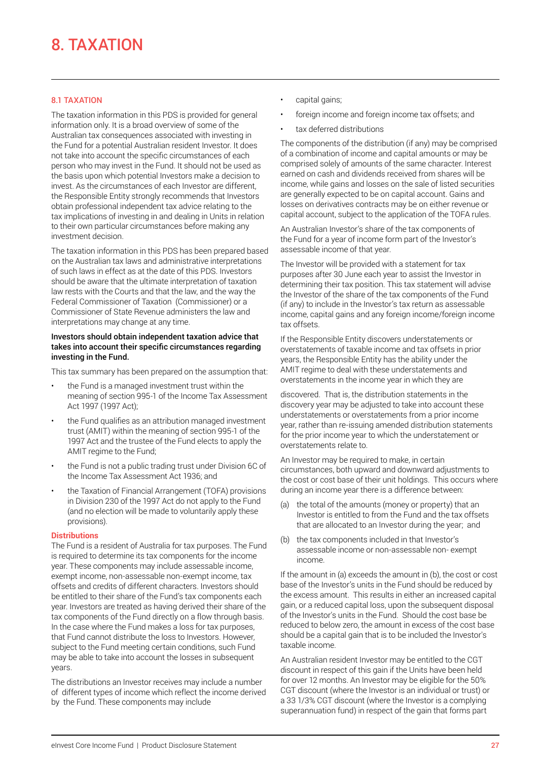# 8. TAXATION

## 8.1 TAXATION

The taxation information in this PDS is provided for general information only. It is a broad overview of some of the Australian tax consequences associated with investing in the Fund for a potential Australian resident Investor. It does not take into account the specific circumstances of each person who may invest in the Fund. It should not be used as the basis upon which potential Investors make a decision to invest. As the circumstances of each Investor are different, the Responsible Entity strongly recommends that Investors obtain professional independent tax advice relating to the tax implications of investing in and dealing in Units in relation to their own particular circumstances before making any investment decision.

The taxation information in this PDS has been prepared based on the Australian tax laws and administrative interpretations of such laws in effect as at the date of this PDS. Investors should be aware that the ultimate interpretation of taxation law rests with the Courts and that the law, and the way the Federal Commissioner of Taxation (Commissioner) or a Commissioner of State Revenue administers the law and interpretations may change at any time.

**Investors should obtain independent taxation advice that takes into account their specific circumstances regarding investing in the Fund.**

This tax summary has been prepared on the assumption that:

- the Fund is a managed investment trust within the meaning of section 995-1 of the Income Tax Assessment Act 1997 (1997 Act);
- the Fund qualifies as an attribution managed investment trust (AMIT) within the meaning of section 995-1 of the 1997 Act and the trustee of the Fund elects to apply the AMIT regime to the Fund;
- the Fund is not a public trading trust under Division 6C of the Income Tax Assessment Act 1936; and
- the Taxation of Financial Arrangement (TOFA) provisions in Division 230 of the 1997 Act do not apply to the Fund (and no election will be made to voluntarily apply these provisions).

### Distributions

The Fund is a resident of Australia for tax purposes. The Fund is required to determine its tax components for the income year. These components may include assessable income, exempt income, non-assessable non-exempt income, tax offsets and credits of different characters. Investors should be entitled to their share of the Fund's tax components each year. Investors are treated as having derived their share of the tax components of the Fund directly on a flow through basis. In the case where the Fund makes a loss for tax purposes, that Fund cannot distribute the loss to Investors. However, subject to the Fund meeting certain conditions, such Fund may be able to take into account the losses in subsequent years.

The distributions an Investor receives may include a number of different types of income which reflect the income derived by the Fund. These components may include

- capital gains;
- foreign income and foreign income tax offsets; and
- tax deferred distributions

The components of the distribution (if any) may be comprised of a combination of income and capital amounts or may be comprised solely of amounts of the same character. Interest earned on cash and dividends received from shares will be income, while gains and losses on the sale of listed securities are generally expected to be on capital account. Gains and losses on derivatives contracts may be on either revenue or capital account, subject to the application of the TOFA rules.

An Australian Investor's share of the tax components of the Fund for a year of income form part of the Investor's assessable income of that year.

The Investor will be provided with a statement for tax purposes after 30 June each year to assist the Investor in determining their tax position. This tax statement will advise the Investor of the share of the tax components of the Fund (if any) to include in the Investor's tax return as assessable income, capital gains and any foreign income/foreign income tax offsets.

If the Responsible Entity discovers understatements or overstatements of taxable income and tax offsets in prior years, the Responsible Entity has the ability under the AMIT regime to deal with these understatements and overstatements in the income year in which they are discovered. That is, the distribution statements in the discovery year may be adjusted to take into account these understatements or overstatements from a prior income year, rather than re-issuing amended distribution statements for the prior income year to which the understatement or overstatements relate to.

An Investor may be required to make, in certain circumstances, both upward and downward adjustments to the cost or cost base of their unit holdings. This occurs where during an income year there is a difference between:

(a) the total of the amounts (money or property) that an Investor is entitled to from the Fund and the tax offsets that are allocated to an Investor during the year; and

(b) the tax components included in that Investor's assessable income or non-assessable non- exempt income.

If the amount in (a) exceeds the amount in (b), the cost or cost base of the Investor's units in the Fund should be reduced by the excess amount. This results in either an increased capital gain, or a reduced capital loss, upon the subsequent disposal of the Investor's units in the Fund. Should the cost base be reduced to below zero, the amount in excess of the cost base should be a capital gain that is to be included the Investor's taxable income.

An Australian resident Investor may be entitled to the CGT discount in respect of this gain if the Units have been held for over 12 months. An Investor may be eligible for the 50% CGT discount (where the Investor is an individual or trust) or a 33 1/3% CGT discount (where the Investor is a complying superannuation fund) in respect of the gain that forms part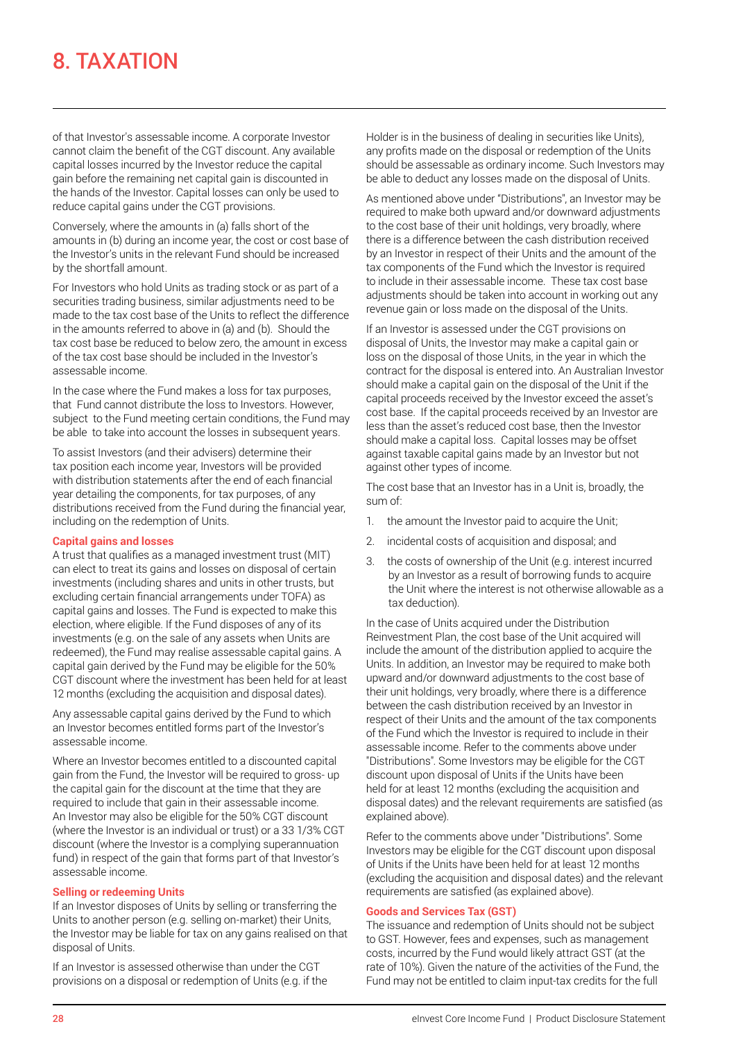# 8. TAXATION

of that Investor's assessable income. A corporate Investor cannot claim the benefit of the CGT discount. Any available capital losses incurred by the Investor reduce the capital gain before the remaining net capital gain is discounted in the hands of the Investor. Capital losses can only be used to reduce capital gains under the CGT provisions.

Conversely, where the amounts in (a) falls short of the amounts in (b) during an income year, the cost or cost base of the Investor's units in the relevant Fund should be increased by the shortfall amount.

For Investors who hold Units as trading stock or as part of a securities trading business, similar adjustments need to be made to the tax cost base of the Units to reflect the difference in the amounts referred to above in (a) and (b). Should the tax cost base be reduced to below zero, the amount in excess of the tax cost base should be included in the Investor's assessable income.

In the case where the Fund makes a loss for tax purposes, that Fund cannot distribute the loss to Investors. However, subject to the Fund meeting certain conditions, the Fund may be able to take into account the losses in subsequent years.

To assist Investors (and their advisers) determine their tax position each income year, Investors will be provided with distribution statements after the end of each financial year detailing the components, for tax purposes, of any distributions received from the Fund during the financial year, including on the redemption of Units.

**Capital gains and losses**

A trust that qualifies as a managed investment trust (MIT) can elect to treat its gains and losses on disposal of certain investments (including shares and units in other trusts, but excluding certain financial arrangements under TOFA) as capital gains and losses. The Fund is expected to make this election, where eligible. If the Fund disposes of any of its investments (e.g. on the sale of any assets when Units are redeemed), the Fund may realise assessable capital gains. A capital gain derived by the Fund may be eligible for the 50% CGT discount where the investment has been held for at least 12 months (excluding the acquisition and disposal dates).

Any assessable capital gains derived by the Fund to which an Investor becomes entitled forms part of the Investor's assessable income.

Where an Investor becomes entitled to a discounted capital gain from the Fund, the Investor will be required to gross- up the capital gain for the discount at the time that they are required to include that gain in their assessable income. An Investor may also be eligible for the 50% CGT discount (where the Investor is an individual or trust) or a 33 1/3% CGT discount (where the Investor is a complying superannuation fund) in respect of the gain that forms part of that Investor's assessable income.

**Selling or redeeming Units**

If an Investor disposes of Units by selling or transferring the Units to another person (e.g. selling on-market) their Units, the Investor may be liable for tax on any gains realised on that disposal of Units.

If an Investor is assessed otherwise than under the CGT provisions on a disposal or redemption of Units (e.g. if the Holder is in the business of dealing in securities like Units), any profits made on the disposal or redemption of the Units should be assessable as ordinary income. Such Investors may be able to deduct any losses made on the disposal of Units.

As mentioned above under "Distributions", an Investor may be required to make both upward and/or downward adjustments to the cost base of their unit holdings, very broadly, where there is a difference between the cash distribution received by an Investor in respect of their Units and the amount of the tax components of the Fund which the Investor is required to include in their assessable income. These tax cost base adjustments should be taken into account in working out any revenue gain or loss made on the disposal of the Units.

If an Investor is assessed under the CGT provisions on disposal of Units, the Investor may make a capital gain or loss on the disposal of those Units, in the year in which the contract for the disposal is entered into. An Australian Investor should make a capital gain on the disposal of the Unit if the capital proceeds received by the Investor exceed the asset's cost base. If the capital proceeds received by an Investor are less than the asset's reduced cost base, then the Investor should make a capital loss. Capital losses may be offset against taxable capital gains made by an Investor but not against other types of income.

The cost base that an Investor has in a Unit is, broadly, the sum of:

1. the amount the Investor paid to acquire the Unit;
2. incidental costs of acquisition and disposal; and
3. the costs of ownership of the Unit (e.g. interest incurred by an Investor as a result of borrowing funds to acquire the Unit where the interest is not otherwise allowable as a tax deduction).

In the case of Units acquired under the Distribution Reinvestment Plan, the cost base of the Unit acquired will include the amount of the distribution applied to acquire the Units. In addition, an Investor may be required to make both upward and/or downward adjustments to the cost base of their unit holdings, very broadly, where there is a difference between the cash distribution received by an Investor in respect of their Units and the amount of the tax components of the Fund which the Investor is required to include in their assessable income. Refer to the comments above under "Distributions". Some Investors may be eligible for the CGT discount upon disposal of Units if the Units have been held for at least 12 months (excluding the acquisition and disposal dates) and the relevant requirements are satisfied (as explained above).

Refer to the comments above under "Distributions". Some Investors may be eligible for the CGT discount upon disposal of Units if the Units have been held for at least 12 months (excluding the acquisition and disposal dates) and the relevant requirements are satisfied (as explained above).

**Goods and Services Tax (GST)**

The issuance and redemption of Units should not be subject to GST. However, fees and expenses, such as management costs, incurred by the Fund would likely attract GST (at the rate of 10%). Given the nature of the activities of the Fund, the Fund may not be entitled to claim input-tax credits for the full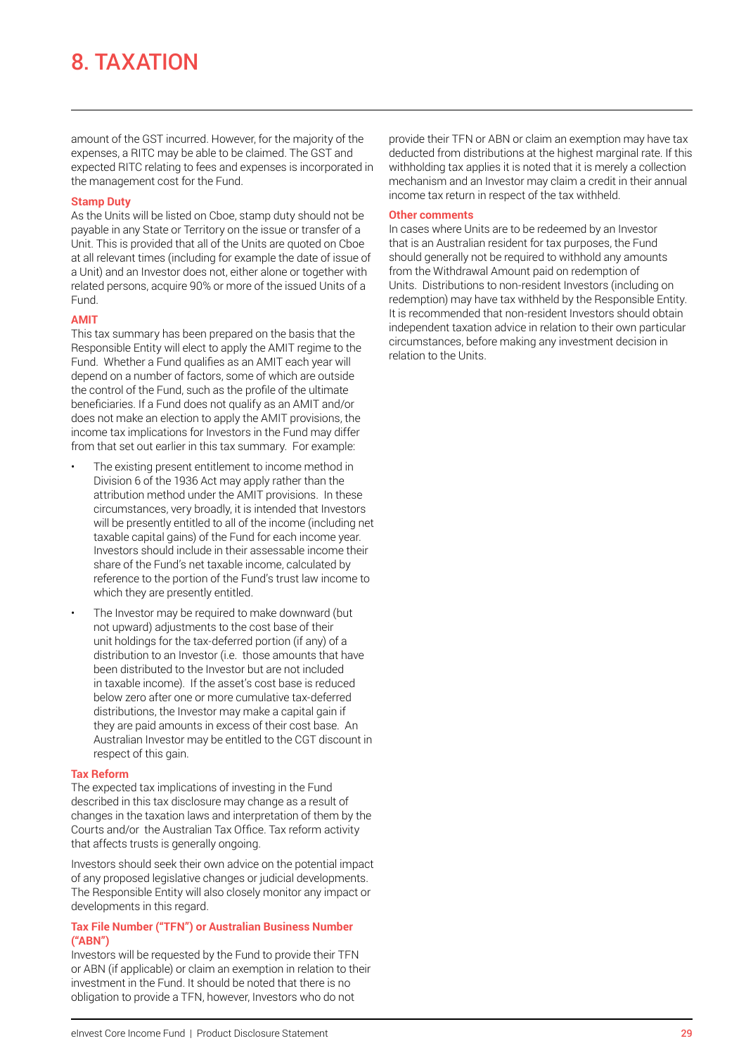# 8. TAXATION

amount of the GST incurred. However, for the majority of the expenses, a RITC may be able to be claimed. The GST and expected RITC relating to fees and expenses is incorporated in the management cost for the Fund.

### Stamp Duty

As the Units will be listed on Cboe, stamp duty should not be payable in any State or Territory on the issue or transfer of a Unit. This is provided that all of the Units are quoted on Cboe at all relevant times (including for example the date of issue of a Unit) and an Investor does not, either alone or together with related persons, acquire 90% or more of the issued Units of a Fund.

### AMIT

This tax summary has been prepared on the basis that the Responsible Entity will elect to apply the AMIT regime to the Fund. Whether a Fund qualifies as an AMIT each year will depend on a number of factors, some of which are outside the control of the Fund, such as the profile of the ultimate beneficiaries. If a Fund does not qualify as an AMIT and/or does not make an election to apply the AMIT provisions, the income tax implications for Investors in the Fund may differ from that set out earlier in this tax summary. For example:

- The existing present entitlement to income method in Division 6 of the 1936 Act may apply rather than the attribution method under the AMIT provisions. In these circumstances, very broadly, it is intended that Investors will be presently entitled to all of the income (including net taxable capital gains) of the Fund for each income year. Investors should include in their assessable income their share of the Fund's net taxable income, calculated by reference to the portion of the Fund's trust law income to which they are presently entitled.
- The Investor may be required to make downward (but not upward) adjustments to the cost base of their unit holdings for the tax-deferred portion (if any) of a distribution to an Investor (i.e. those amounts that have been distributed to the Investor but are not included in taxable income). If the asset's cost base is reduced below zero after one or more cumulative tax-deferred distributions, the Investor may make a capital gain if they are paid amounts in excess of their cost base. An Australian Investor may be entitled to the CGT discount in respect of this gain.

### Tax Reform

The expected tax implications of investing in the Fund described in this tax disclosure may change as a result of changes in the taxation laws and interpretation of them by the Courts and/or the Australian Tax Office. Tax reform activity that affects trusts is generally ongoing.

Investors should seek their own advice on the potential impact of any proposed legislative changes or judicial developments. The Responsible Entity will also closely monitor any impact or developments in this regard.

### Tax File Number ("TFN") or Australian Business Number ("ABN")

Investors will be requested by the Fund to provide their TFN or ABN (if applicable) or claim an exemption in relation to their investment in the Fund. It should be noted that there is no obligation to provide a TFN, however, Investors who do not provide their TFN or ABN or claim an exemption may have tax deducted from distributions at the highest marginal rate. If this withholding tax applies it is noted that it is merely a collection mechanism and an Investor may claim a credit in their annual income tax return in respect of the tax withheld.

### Other comments

In cases where Units are to be redeemed by an Investor that is an Australian resident for tax purposes, the Fund should generally not be required to withhold any amounts from the Withdrawal Amount paid on redemption of Units. Distributions to non-resident Investors (including on redemption) may have tax withheld by the Responsible Entity. It is recommended that non-resident Investors should obtain independent taxation advice in relation to their own particular circumstances, before making any investment decision in relation to the Units.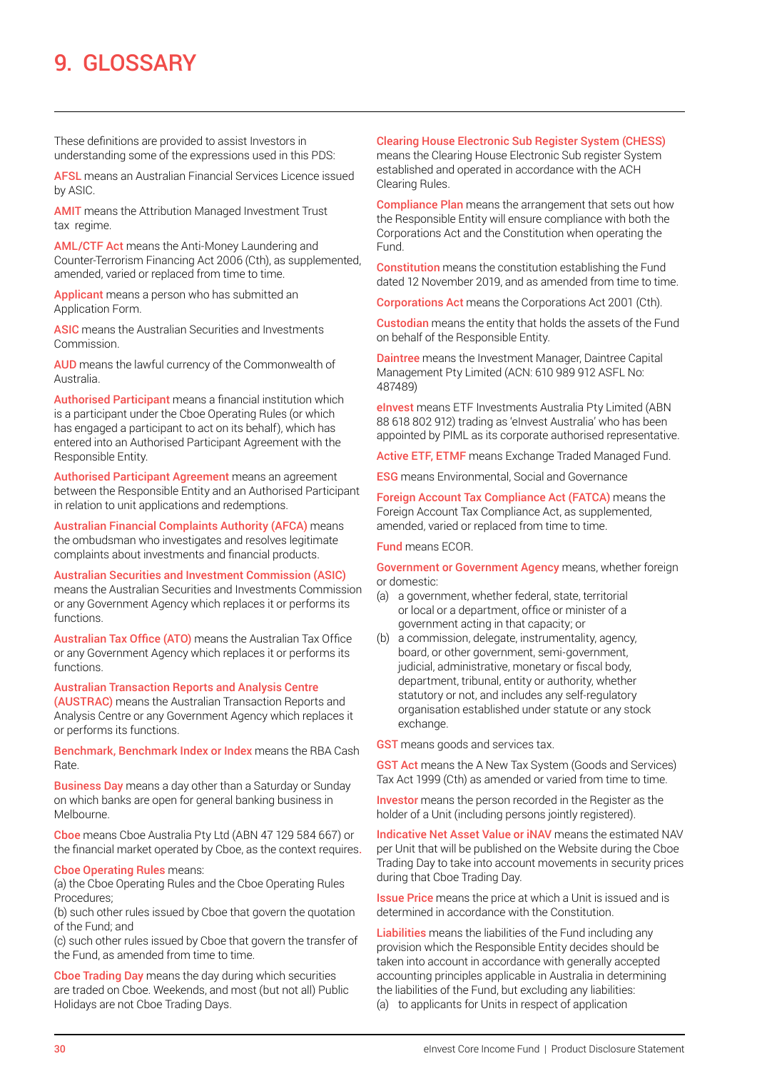# 9. GLOSSARY

These definitions are provided to assist Investors in understanding some of the expressions used in this PDS:

**AFSL** means an Australian Financial Services Licence issued by ASIC.

**AMIT** means the Attribution Managed Investment Trust tax regime.

**AML/CTF Act** means the Anti-Money Laundering and Counter-Terrorism Financing Act 2006 (Cth), as supplemented, amended, varied or replaced from time to time.

**Applicant** means a person who has submitted an Application Form.

**ASIC** means the Australian Securities and Investments Commission.

**AUD** means the lawful currency of the Commonwealth of Australia.

**Authorised Participant** means a financial institution which is a participant under the Cboe Operating Rules (or which has engaged a participant to act on its behalf), which has entered into an Authorised Participant Agreement with the Responsible Entity.

**Authorised Participant Agreement** means an agreement between the Responsible Entity and an Authorised Participant in relation to unit applications and redemptions.

**Australian Financial Complaints Authority (AFCA)** means the ombudsman who investigates and resolves legitimate complaints about investments and financial products.

**Australian Securities and Investment Commission (ASIC)** means the Australian Securities and Investments Commission or any Government Agency which replaces it or performs its functions.

**Australian Tax Office (ATO)** means the Australian Tax Office or any Government Agency which replaces it or performs its functions.

**Australian Transaction Reports and Analysis Centre (AUSTRAC)** means the Australian Transaction Reports and Analysis Centre or any Government Agency which replaces it or performs its functions.

**Benchmark, Benchmark Index or Index** means the RBA Cash Rate.

**Business Day** means a day other than a Saturday or Sunday on which banks are open for general banking business in Melbourne.

**Cboe** means Cboe Australia Pty Ltd (ABN 47 129 584 667) or the financial market operated by Cboe, as the context requires.

**Cboe Operating Rules** means:
(a) the Cboe Operating Rules and the Cboe Operating Rules Procedures;
(b) such other rules issued by Cboe that govern the quotation of the Fund; and
(c) such other rules issued by Cboe that govern the transfer of the Fund, as amended from time to time.

**Cboe Trading Day** means the day during which securities are traded on Cboe. Weekends, and most (but not all) Public Holidays are not Cboe Trading Days.

**Clearing House Electronic Sub Register System (CHESS)** means the Clearing House Electronic Sub register System established and operated in accordance with the ACH Clearing Rules.

**Compliance Plan** means the arrangement that sets out how the Responsible Entity will ensure compliance with both the Corporations Act and the Constitution when operating the Fund.

**Constitution** means the constitution establishing the Fund dated 12 November 2019, and as amended from time to time.

**Corporations Act** means the Corporations Act 2001 (Cth).

**Custodian** means the entity that holds the assets of the Fund on behalf of the Responsible Entity.

**Daintree** means the Investment Manager, Daintree Capital Management Pty Limited (ACN: 610 989 912 ASFL No: 487489)

**eInvest** means ETF Investments Australia Pty Limited (ABN 88 618 802 912) trading as 'eInvest Australia' who has been appointed by PIML as its corporate authorised representative.

**Active ETF, ETMF** means Exchange Traded Managed Fund.

**ESG** means Environmental, Social and Governance

**Foreign Account Tax Compliance Act (FATCA)** means the Foreign Account Tax Compliance Act, as supplemented, amended, varied or replaced from time to time.

**Fund** means ECOR.

**Government or Government Agency** means, whether foreign or domestic:
(a) a government, whether federal, state, territorial or local or a department, office or minister of a government acting in that capacity; or
(b) a commission, delegate, instrumentality, agency, board, or other government, semi-government, judicial, administrative, monetary or fiscal body, department, tribunal, entity or authority, whether statutory or not, and includes any self-regulatory organisation established under statute or any stock exchange.

**GST** means goods and services tax.

**GST Act** means the A New Tax System (Goods and Services) Tax Act 1999 (Cth) as amended or varied from time to time.

**Investor** means the person recorded in the Register as the holder of a Unit (including persons jointly registered).

**Indicative Net Asset Value or iNAV** means the estimated NAV per Unit that will be published on the Website during the Cboe Trading Day to take into account movements in security prices during that Cboe Trading Day.

**Issue Price** means the price at which a Unit is issued and is determined in accordance with the Constitution.

**Liabilities** means the liabilities of the Fund including any provision which the Responsible Entity decides should be taken into account in accordance with generally accepted accounting principles applicable in Australia in determining the liabilities of the Fund, but excluding any liabilities:
(a) to applicants for Units in respect of application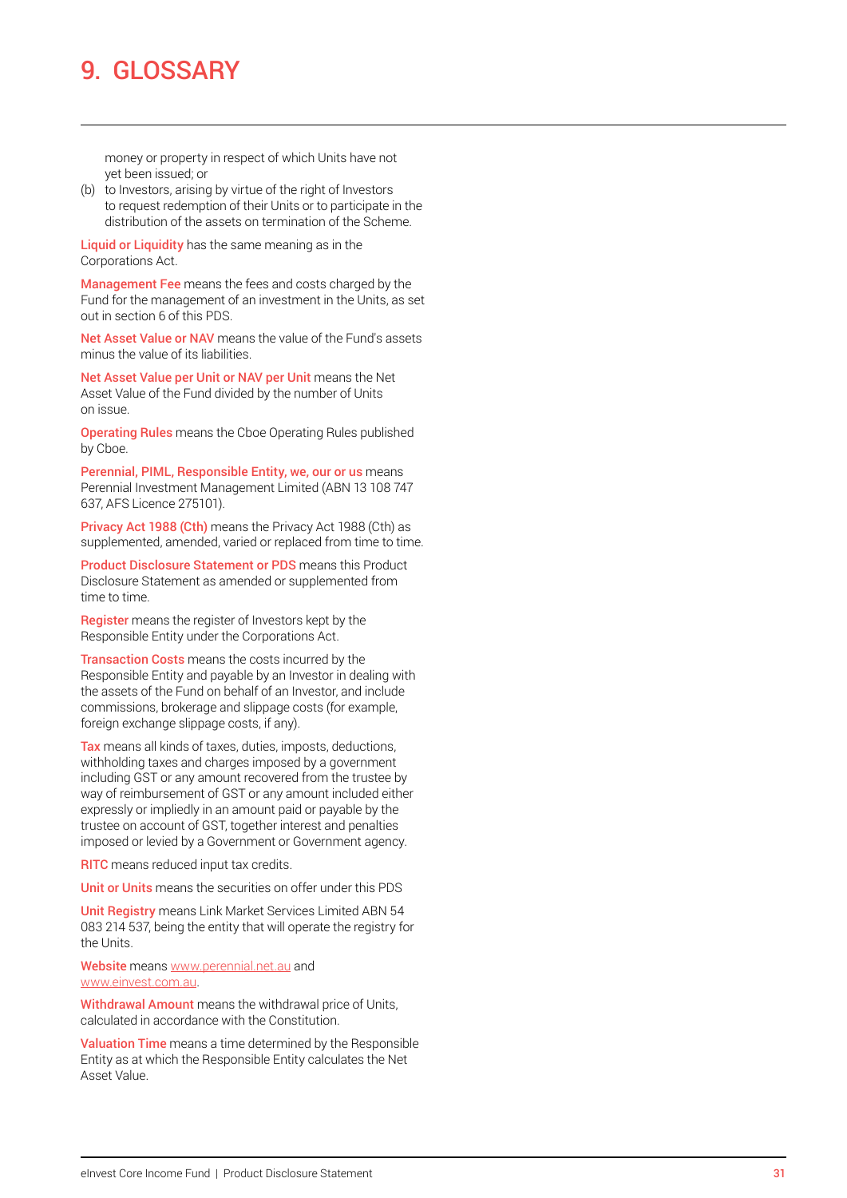# 9. GLOSSARY

money or property in respect of which Units have not yet been issued; or

(b) to Investors, arising by virtue of the right of Investors to request redemption of their Units or to participate in the distribution of the assets on termination of the Scheme.

**Liquid or Liquidity** has the same meaning as in the Corporations Act.

**Management Fee** means the fees and costs charged by the Fund for the management of an investment in the Units, as set out in section 6 of this PDS.

**Net Asset Value or NAV** means the value of the Fund's assets minus the value of its liabilities.

**Net Asset Value per Unit or NAV per Unit** means the Net Asset Value of the Fund divided by the number of Units on issue.

**Operating Rules** means the Cboe Operating Rules published by Cboe.

**Perennial, PIML, Responsible Entity, we, our or us** means Perennial Investment Management Limited (ABN 13 108 747 637, AFS Licence 275101).

**Privacy Act 1988 (Cth)** means the Privacy Act 1988 (Cth) as supplemented, amended, varied or replaced from time to time.

**Product Disclosure Statement or PDS** means this Product Disclosure Statement as amended or supplemented from time to time.

**Register** means the register of Investors kept by the Responsible Entity under the Corporations Act.

**Transaction Costs** means the costs incurred by the Responsible Entity and payable by an Investor in dealing with the assets of the Fund on behalf of an Investor, and include commissions, brokerage and slippage costs (for example, foreign exchange slippage costs, if any).

**Tax** means all kinds of taxes, duties, imposts, deductions, withholding taxes and charges imposed by a government including GST or any amount recovered from the trustee by way of reimbursement of GST or any amount included either expressly or impliedly in an amount paid or payable by the trustee on account of GST, together interest and penalties imposed or levied by a Government or Government agency.

**RITC** means reduced input tax credits.

**Unit or Units** means the securities on offer under this PDS

**Unit Registry** means Link Market Services Limited ABN 54 083 214 537, being the entity that will operate the registry for the Units.

**Website** means www.perennial.net.au and www.einvest.com.au.

**Withdrawal Amount** means the withdrawal price of Units, calculated in accordance with the Constitution.

**Valuation Time** means a time determined by the Responsible Entity as at which the Responsible Entity calculates the Net Asset Value.